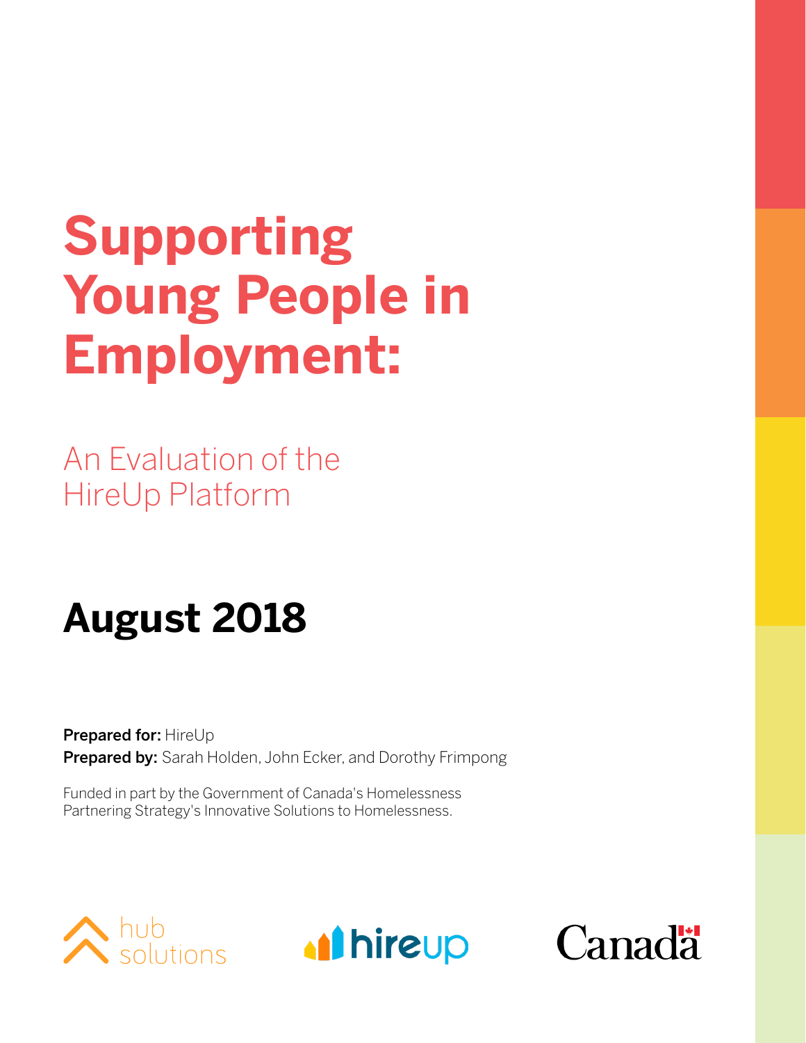# Supporting Young People in Employment:

## An Evaluation of the HireUp Platform

## August 2018

**Prepared for:** HireUp
**Prepared by:** Sarah Holden, John Ecker, and Dorothy Frimpong

Funded in part by the Government of Canada's Homelessness Partnering Strategy's Innovative Solutions to Homelessness.

hub solutions

hireup

Canada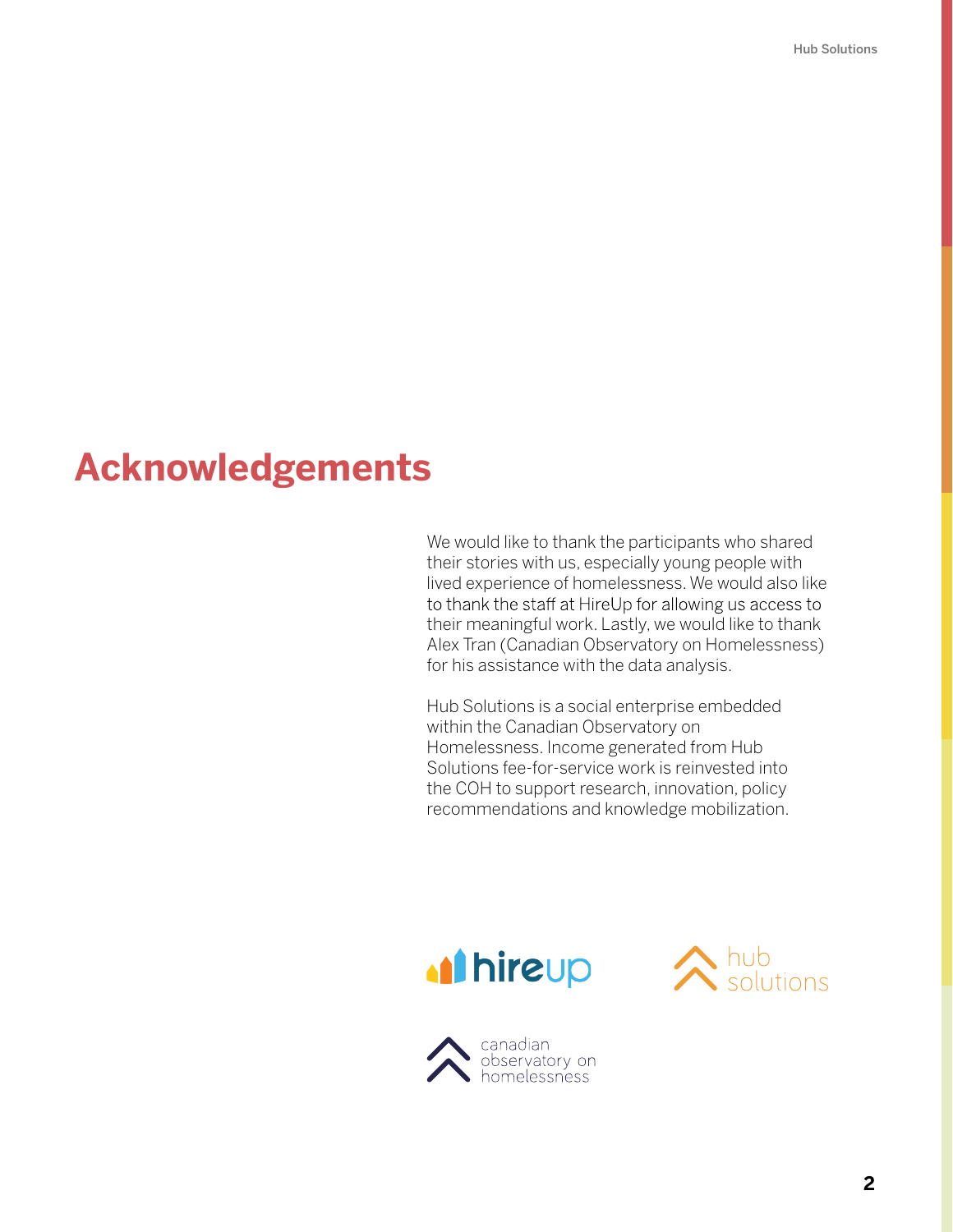# Acknowledgements

We would like to thank the participants who shared their stories with us, especially young people with lived experience of homelessness. We would also like to thank the staff at HireUp for allowing us access to their meaningful work. Lastly, we would like to thank Alex Tran (Canadian Observatory on Homelessness) for his assistance with the data analysis.

Hub Solutions is a social enterprise embedded within the Canadian Observatory on Homelessness. Income generated from Hub Solutions fee-for-service work is reinvested into the COH to support research, innovation, policy recommendations and knowledge mobilization.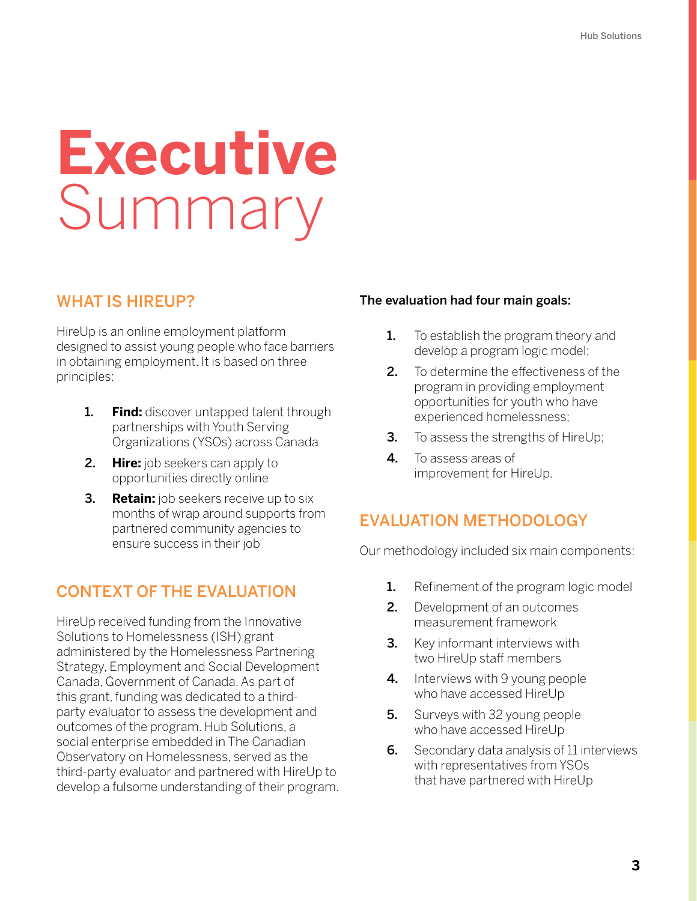# Executive Summary

## WHAT IS HIREUP?

HireUp is an online employment platform designed to assist young people who face barriers in obtaining employment. It is based on three principles:

1. **Find:** discover untapped talent through partnerships with Youth Serving Organizations (YSOs) across Canada
2. **Hire:** job seekers can apply to opportunities directly online
3. **Retain:** job seekers receive up to six months of wrap around supports from partnered community agencies to ensure success in their job

## CONTEXT OF THE EVALUATION

HireUp received funding from the Innovative Solutions to Homelessness (ISH) grant administered by the Homelessness Partnering Strategy, Employment and Social Development Canada, Government of Canada. As part of this grant, funding was dedicated to a third-party evaluator to assess the development and outcomes of the program. Hub Solutions, a social enterprise embedded in The Canadian Observatory on Homelessness, served as the third-party evaluator and partnered with HireUp to develop a fulsome understanding of their program.

**The evaluation had four main goals:**

1. To establish the program theory and develop a program logic model;
2. To determine the effectiveness of the program in providing employment opportunities for youth who have experienced homelessness;
3. To assess the strengths of HireUp;
4. To assess areas of improvement for HireUp.

## EVALUATION METHODOLOGY

Our methodology included six main components:

1. Refinement of the program logic model
2. Development of an outcomes measurement framework
3. Key informant interviews with two HireUp staff members
4. Interviews with 9 young people who have accessed HireUp
5. Surveys with 32 young people who have accessed HireUp
6. Secondary data analysis of 11 interviews with representatives from YSOs that have partnered with HireUp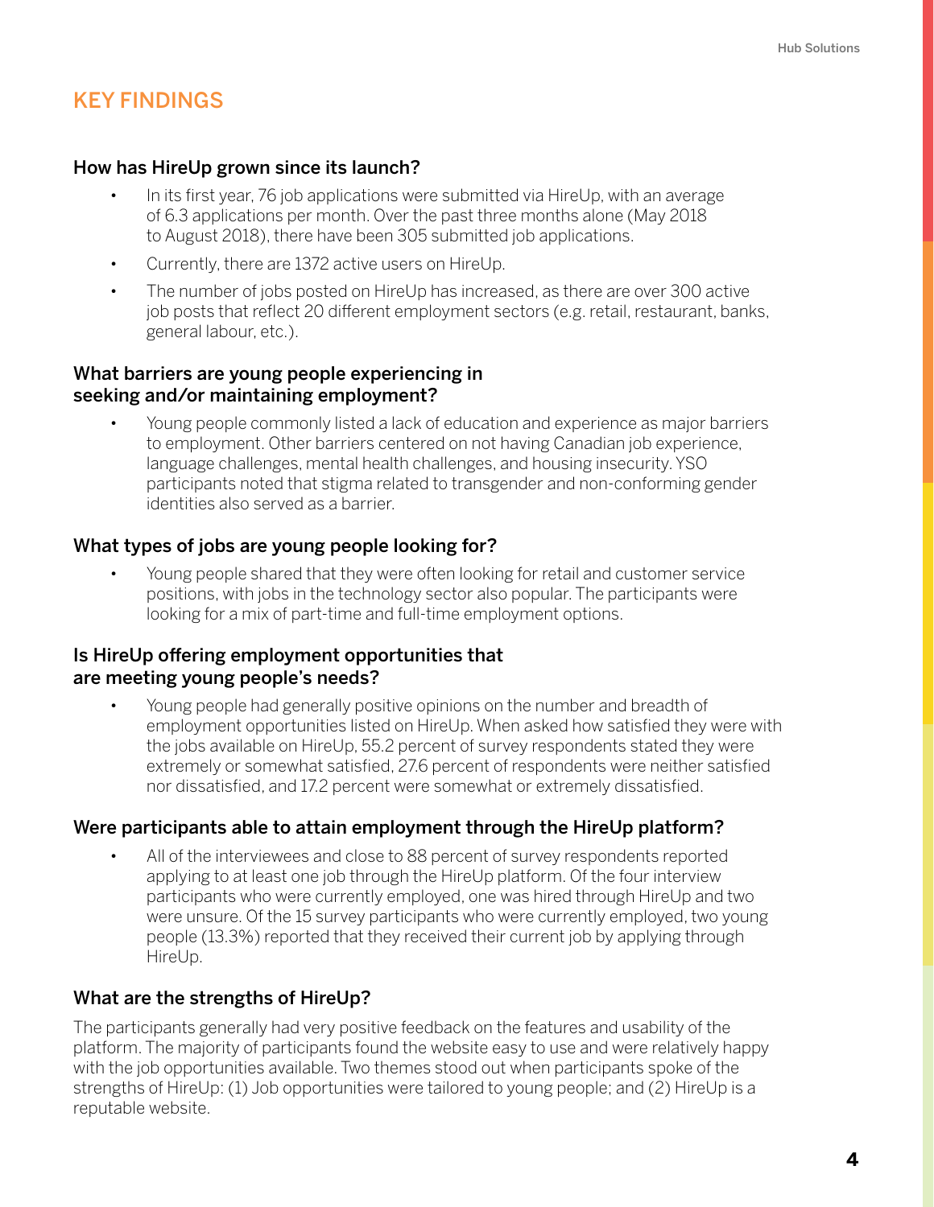## KEY FINDINGS

### How has HireUp grown since its launch?

- In its first year, 76 job applications were submitted via HireUp, with an average of 6.3 applications per month. Over the past three months alone (May 2018 to August 2018), there have been 305 submitted job applications.
- Currently, there are 1372 active users on HireUp.
- The number of jobs posted on HireUp has increased, as there are over 300 active job posts that reflect 20 different employment sectors (e.g. retail, restaurant, banks, general labour, etc.).

### What barriers are young people experiencing in seeking and/or maintaining employment?

- Young people commonly listed a lack of education and experience as major barriers to employment. Other barriers centered on not having Canadian job experience, language challenges, mental health challenges, and housing insecurity. YSO participants noted that stigma related to transgender and non-conforming gender identities also served as a barrier.

### What types of jobs are young people looking for?

- Young people shared that they were often looking for retail and customer service positions, with jobs in the technology sector also popular. The participants were looking for a mix of part-time and full-time employment options.

### Is HireUp offering employment opportunities that are meeting young people's needs?

- Young people had generally positive opinions on the number and breadth of employment opportunities listed on HireUp. When asked how satisfied they were with the jobs available on HireUp, 55.2 percent of survey respondents stated they were extremely or somewhat satisfied, 27.6 percent of respondents were neither satisfied nor dissatisfied, and 17.2 percent were somewhat or extremely dissatisfied.

### Were participants able to attain employment through the HireUp platform?

- All of the interviewees and close to 88 percent of survey respondents reported applying to at least one job through the HireUp platform. Of the four interview participants who were currently employed, one was hired through HireUp and two were unsure. Of the 15 survey participants who were currently employed, two young people (13.3%) reported that they received their current job by applying through HireUp.

### What are the strengths of HireUp?

The participants generally had very positive feedback on the features and usability of the platform. The majority of participants found the website easy to use and were relatively happy with the job opportunities available. Two themes stood out when participants spoke of the strengths of HireUp: (1) Job opportunities were tailored to young people; and (2) HireUp is a reputable website.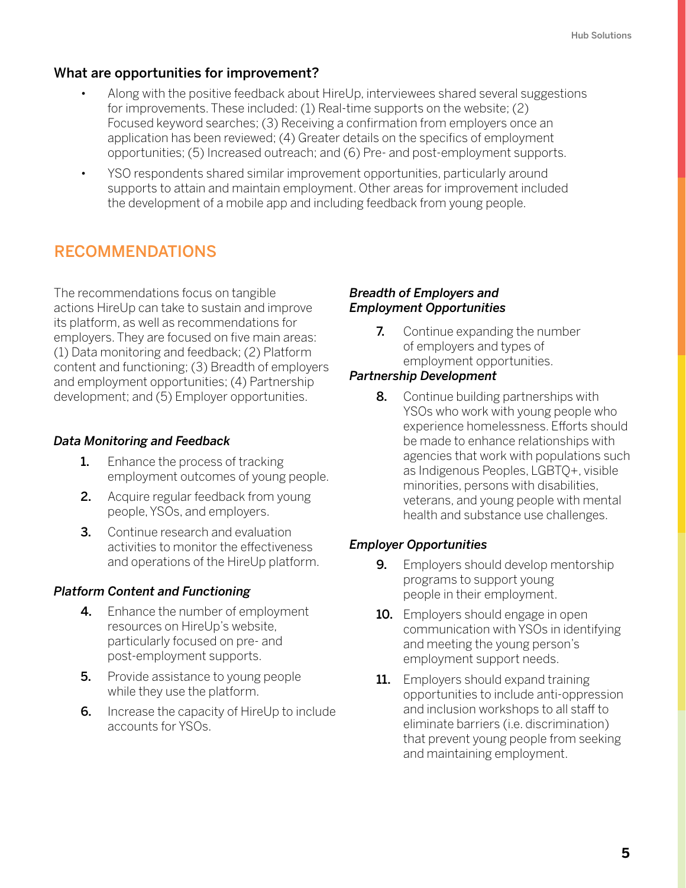### What are opportunities for improvement?

- Along with the positive feedback about HireUp, interviewees shared several suggestions for improvements. These included: (1) Real-time supports on the website; (2) Focused keyword searches; (3) Receiving a confirmation from employers once an application has been reviewed; (4) Greater details on the specifics of employment opportunities; (5) Increased outreach; and (6) Pre- and post-employment supports.
- YSO respondents shared similar improvement opportunities, particularly around supports to attain and maintain employment. Other areas for improvement included the development of a mobile app and including feedback from young people.

## RECOMMENDATIONS

The recommendations focus on tangible actions HireUp can take to sustain and improve its platform, as well as recommendations for employers. They are focused on five main areas: (1) Data monitoring and feedback; (2) Platform content and functioning; (3) Breadth of employers and employment opportunities; (4) Partnership development; and (5) Employer opportunities.

#### *Data Monitoring and Feedback*

1. Enhance the process of tracking employment outcomes of young people.
2. Acquire regular feedback from young people, YSOs, and employers.
3. Continue research and evaluation activities to monitor the effectiveness and operations of the HireUp platform.

#### *Platform Content and Functioning*

4. Enhance the number of employment resources on HireUp's website, particularly focused on pre- and post-employment supports.
5. Provide assistance to young people while they use the platform.
6. Increase the capacity of HireUp to include accounts for YSOs.

#### *Breadth of Employers and Employment Opportunities*

7. Continue expanding the number of employers and types of employment opportunities.

#### *Partnership Development*

8. Continue building partnerships with YSOs who work with young people who experience homelessness. Efforts should be made to enhance relationships with agencies that work with populations such as Indigenous Peoples, LGBTQ+, visible minorities, persons with disabilities, veterans, and young people with mental health and substance use challenges.

#### *Employer Opportunities*

9. Employers should develop mentorship programs to support young people in their employment.
10. Employers should engage in open communication with YSOs in identifying and meeting the young person's employment support needs.
11. Employers should expand training opportunities to include anti-oppression and inclusion workshops to all staff to eliminate barriers (i.e. discrimination) that prevent young people from seeking and maintaining employment.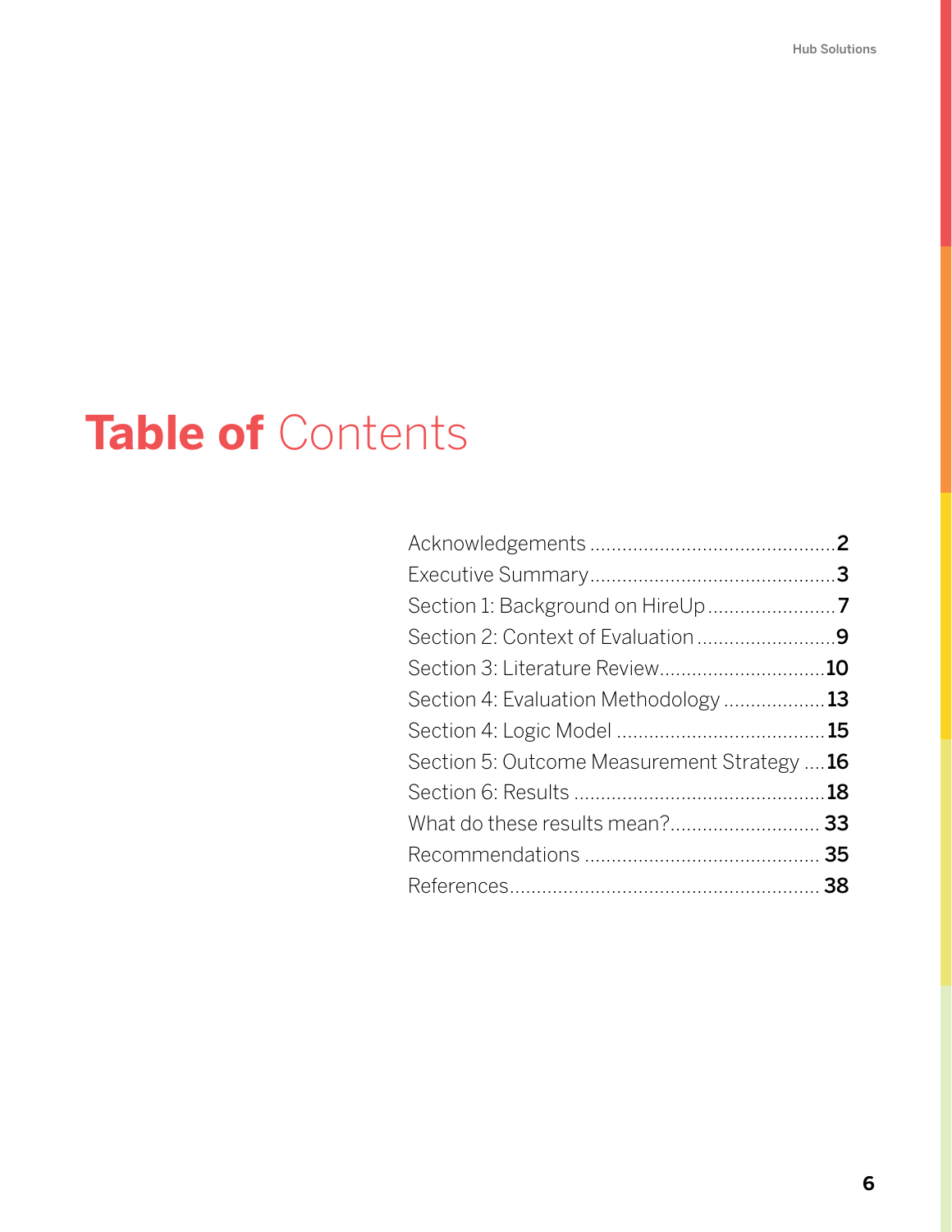# **Table of** Contents

| | |
|---|---|
| Acknowledgements | **2** |
| Executive Summary | **3** |
| Section 1: Background on HireUp | **7** |
| Section 2: Context of Evaluation | **9** |
| Section 3: Literature Review | **10** |
| Section 4: Evaluation Methodology | **13** |
| Section 4: Logic Model | **15** |
| Section 5: Outcome Measurement Strategy | **16** |
| Section 6: Results | **18** |
| What do these results mean? | **33** |
| Recommendations | **35** |
| References | **38** |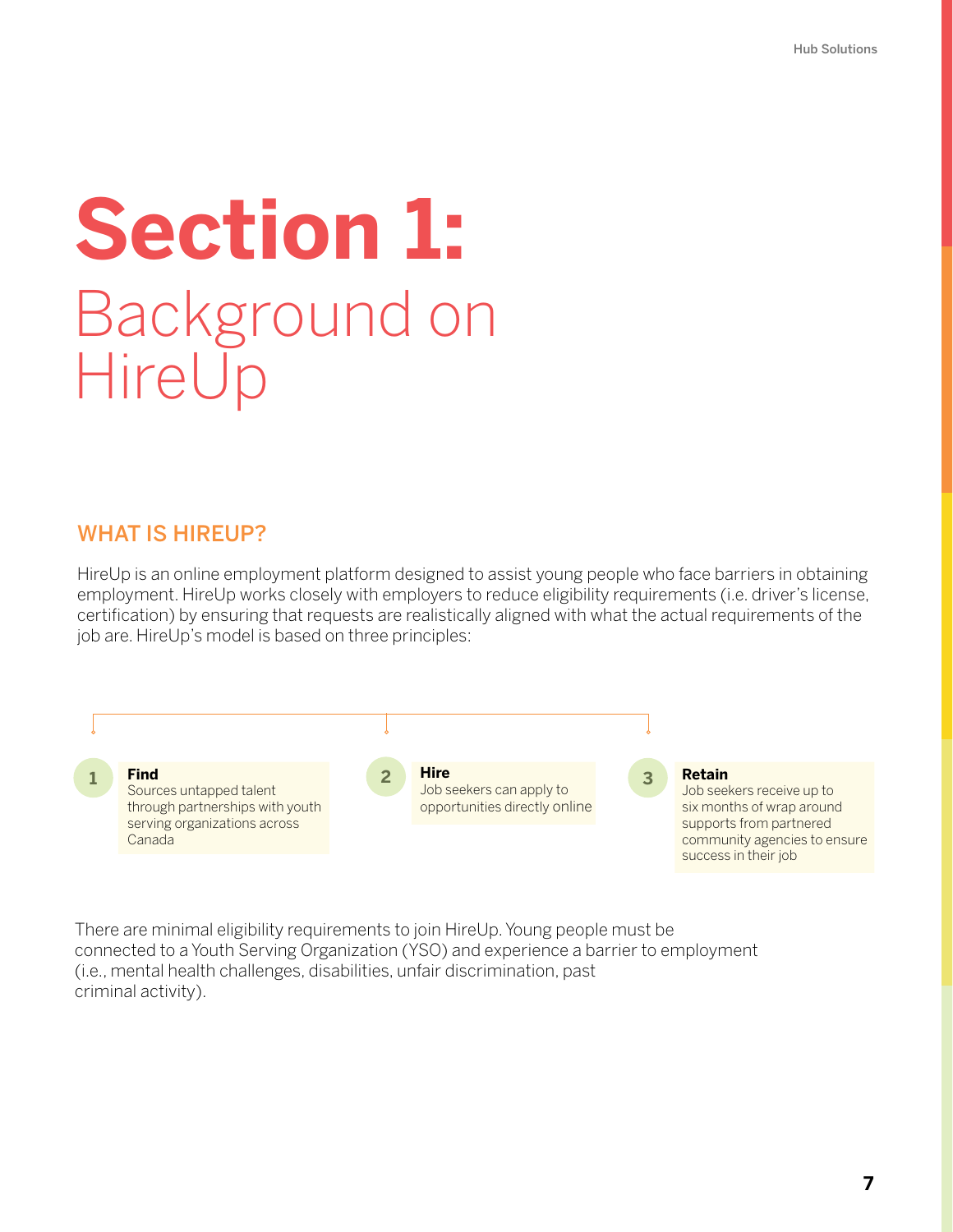# Section 1: Background on HireUp

## WHAT IS HIREUP?

HireUp is an online employment platform designed to assist young people who face barriers in obtaining employment. HireUp works closely with employers to reduce eligibility requirements (i.e. driver's license, certification) by ensuring that requests are realistically aligned with what the actual requirements of the job are. HireUp's model is based on three principles:

1. **Find**
   Sources untapped talent through partnerships with youth serving organizations across Canada
2. **Hire**
   Job seekers can apply to opportunities directly online
3. **Retain**
   Job seekers receive up to six months of wrap around supports from partnered community agencies to ensure success in their job

There are minimal eligibility requirements to join HireUp. Young people must be connected to a Youth Serving Organization (YSO) and experience a barrier to employment (i.e., mental health challenges, disabilities, unfair discrimination, past criminal activity).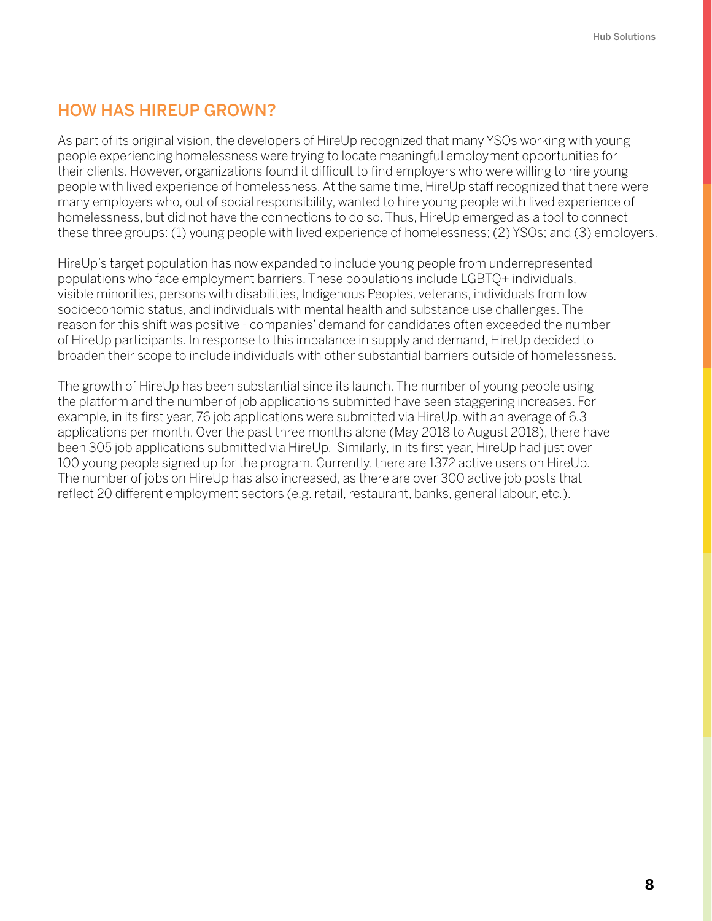## HOW HAS HIREUP GROWN?

As part of its original vision, the developers of HireUp recognized that many YSOs working with young people experiencing homelessness were trying to locate meaningful employment opportunities for their clients. However, organizations found it difficult to find employers who were willing to hire young people with lived experience of homelessness. At the same time, HireUp staff recognized that there were many employers who, out of social responsibility, wanted to hire young people with lived experience of homelessness, but did not have the connections to do so. Thus, HireUp emerged as a tool to connect these three groups: (1) young people with lived experience of homelessness; (2) YSOs; and (3) employers.

HireUp's target population has now expanded to include young people from underrepresented populations who face employment barriers. These populations include LGBTQ+ individuals, visible minorities, persons with disabilities, Indigenous Peoples, veterans, individuals from low socioeconomic status, and individuals with mental health and substance use challenges. The reason for this shift was positive - companies' demand for candidates often exceeded the number of HireUp participants. In response to this imbalance in supply and demand, HireUp decided to broaden their scope to include individuals with other substantial barriers outside of homelessness.

The growth of HireUp has been substantial since its launch. The number of young people using the platform and the number of job applications submitted have seen staggering increases. For example, in its first year, 76 job applications were submitted via HireUp, with an average of 6.3 applications per month. Over the past three months alone (May 2018 to August 2018), there have been 305 job applications submitted via HireUp. Similarly, in its first year, HireUp had just over 100 young people signed up for the program. Currently, there are 1372 active users on HireUp. The number of jobs on HireUp has also increased, as there are over 300 active job posts that reflect 20 different employment sectors (e.g. retail, restaurant, banks, general labour, etc.).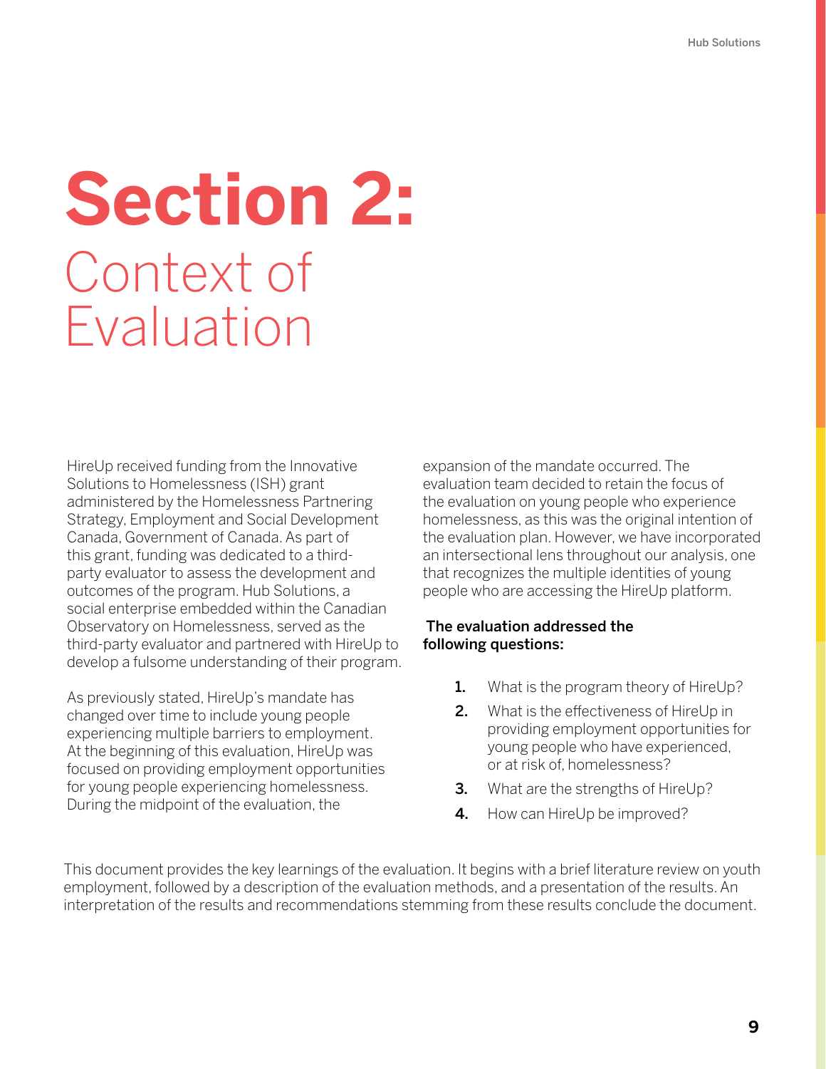# Section 2: Context of Evaluation

HireUp received funding from the Innovative Solutions to Homelessness (ISH) grant administered by the Homelessness Partnering Strategy, Employment and Social Development Canada, Government of Canada. As part of this grant, funding was dedicated to a third-party evaluator to assess the development and outcomes of the program. Hub Solutions, a social enterprise embedded within the Canadian Observatory on Homelessness, served as the third-party evaluator and partnered with HireUp to develop a fulsome understanding of their program.

As previously stated, HireUp's mandate has changed over time to include young people experiencing multiple barriers to employment. At the beginning of this evaluation, HireUp was focused on providing employment opportunities for young people experiencing homelessness. During the midpoint of the evaluation, the expansion of the mandate occurred. The evaluation team decided to retain the focus of the evaluation on young people who experience homelessness, as this was the original intention of the evaluation plan. However, we have incorporated an intersectional lens throughout our analysis, one that recognizes the multiple identities of young people who are accessing the HireUp platform.

**The evaluation addressed the following questions:**

1. What is the program theory of HireUp?
2. What is the effectiveness of HireUp in providing employment opportunities for young people who have experienced, or at risk of, homelessness?
3. What are the strengths of HireUp?
4. How can HireUp be improved?

This document provides the key learnings of the evaluation. It begins with a brief literature review on youth employment, followed by a description of the evaluation methods, and a presentation of the results. An interpretation of the results and recommendations stemming from these results conclude the document.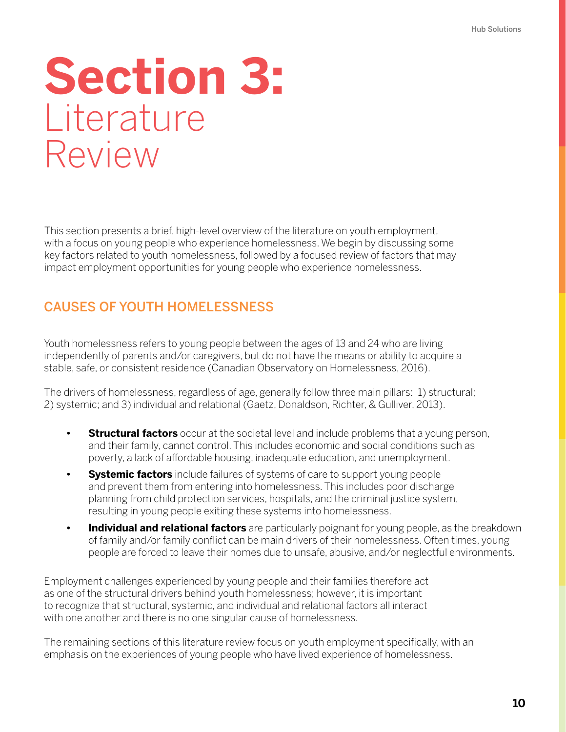# Section 3: Literature Review

This section presents a brief, high-level overview of the literature on youth employment, with a focus on young people who experience homelessness. We begin by discussing some key factors related to youth homelessness, followed by a focused review of factors that may impact employment opportunities for young people who experience homelessness.

## CAUSES OF YOUTH HOMELESSNESS

Youth homelessness refers to young people between the ages of 13 and 24 who are living independently of parents and/or caregivers, but do not have the means or ability to acquire a stable, safe, or consistent residence (Canadian Observatory on Homelessness, 2016).

The drivers of homelessness, regardless of age, generally follow three main pillars: 1) structural; 2) systemic; and 3) individual and relational (Gaetz, Donaldson, Richter, & Gulliver, 2013).

- **Structural factors** occur at the societal level and include problems that a young person, and their family, cannot control. This includes economic and social conditions such as poverty, a lack of affordable housing, inadequate education, and unemployment.
- **Systemic factors** include failures of systems of care to support young people and prevent them from entering into homelessness. This includes poor discharge planning from child protection services, hospitals, and the criminal justice system, resulting in young people exiting these systems into homelessness.
- **Individual and relational factors** are particularly poignant for young people, as the breakdown of family and/or family conflict can be main drivers of their homelessness. Often times, young people are forced to leave their homes due to unsafe, abusive, and/or neglectful environments.

Employment challenges experienced by young people and their families therefore act as one of the structural drivers behind youth homelessness; however, it is important to recognize that structural, systemic, and individual and relational factors all interact with one another and there is no one singular cause of homelessness.

The remaining sections of this literature review focus on youth employment specifically, with an emphasis on the experiences of young people who have lived experience of homelessness.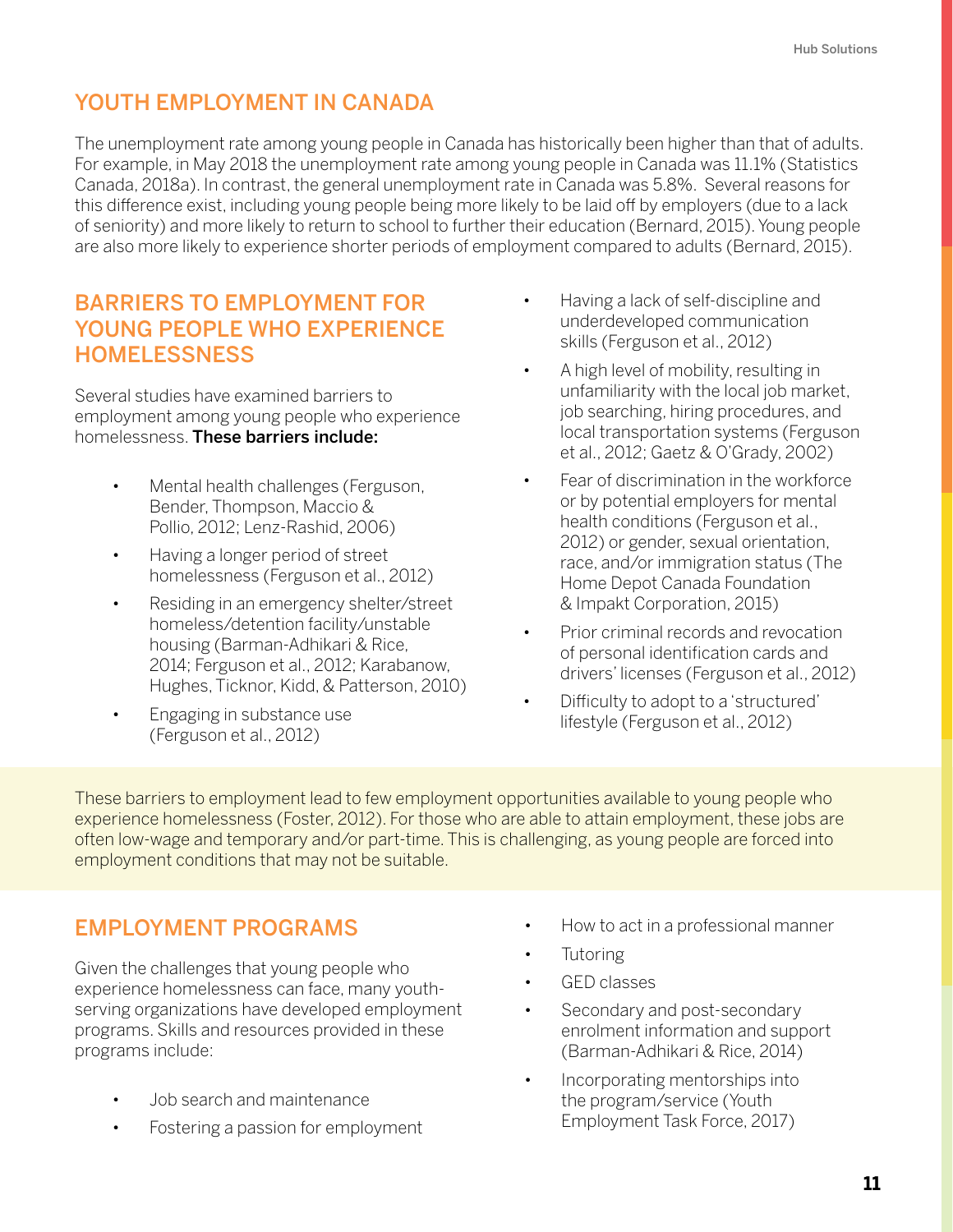## YOUTH EMPLOYMENT IN CANADA

The unemployment rate among young people in Canada has historically been higher than that of adults. For example, in May 2018 the unemployment rate among young people in Canada was 11.1% (Statistics Canada, 2018a). In contrast, the general unemployment rate in Canada was 5.8%. Several reasons for this difference exist, including young people being more likely to be laid off by employers (due to a lack of seniority) and more likely to return to school to further their education (Bernard, 2015). Young people are also more likely to experience shorter periods of employment compared to adults (Bernard, 2015).

## BARRIERS TO EMPLOYMENT FOR YOUNG PEOPLE WHO EXPERIENCE HOMELESSNESS

Several studies have examined barriers to employment among young people who experience homelessness. **These barriers include:**

- Mental health challenges (Ferguson, Bender, Thompson, Maccio & Pollio, 2012; Lenz-Rashid, 2006)
- Having a longer period of street homelessness (Ferguson et al., 2012)
- Residing in an emergency shelter/street homeless/detention facility/unstable housing (Barman-Adhikari & Rice, 2014; Ferguson et al., 2012; Karabanow, Hughes, Ticknor, Kidd, & Patterson, 2010)
- Engaging in substance use (Ferguson et al., 2012)
- Having a lack of self-discipline and underdeveloped communication skills (Ferguson et al., 2012)
- A high level of mobility, resulting in unfamiliarity with the local job market, job searching, hiring procedures, and local transportation systems (Ferguson et al., 2012; Gaetz & O'Grady, 2002)
- Fear of discrimination in the workforce or by potential employers for mental health conditions (Ferguson et al., 2012) or gender, sexual orientation, race, and/or immigration status (The Home Depot Canada Foundation & Impakt Corporation, 2015)
- Prior criminal records and revocation of personal identification cards and drivers' licenses (Ferguson et al., 2012)
- Difficulty to adopt to a 'structured' lifestyle (Ferguson et al., 2012)

These barriers to employment lead to few employment opportunities available to young people who experience homelessness (Foster, 2012). For those who are able to attain employment, these jobs are often low-wage and temporary and/or part-time. This is challenging, as young people are forced into employment conditions that may not be suitable.

## EMPLOYMENT PROGRAMS

Given the challenges that young people who experience homelessness can face, many youth-serving organizations have developed employment programs. Skills and resources provided in these programs include:

- Job search and maintenance
- Fostering a passion for employment
- How to act in a professional manner
- Tutoring
- GED classes
- Secondary and post-secondary enrolment information and support (Barman-Adhikari & Rice, 2014)
- Incorporating mentorships into the program/service (Youth Employment Task Force, 2017)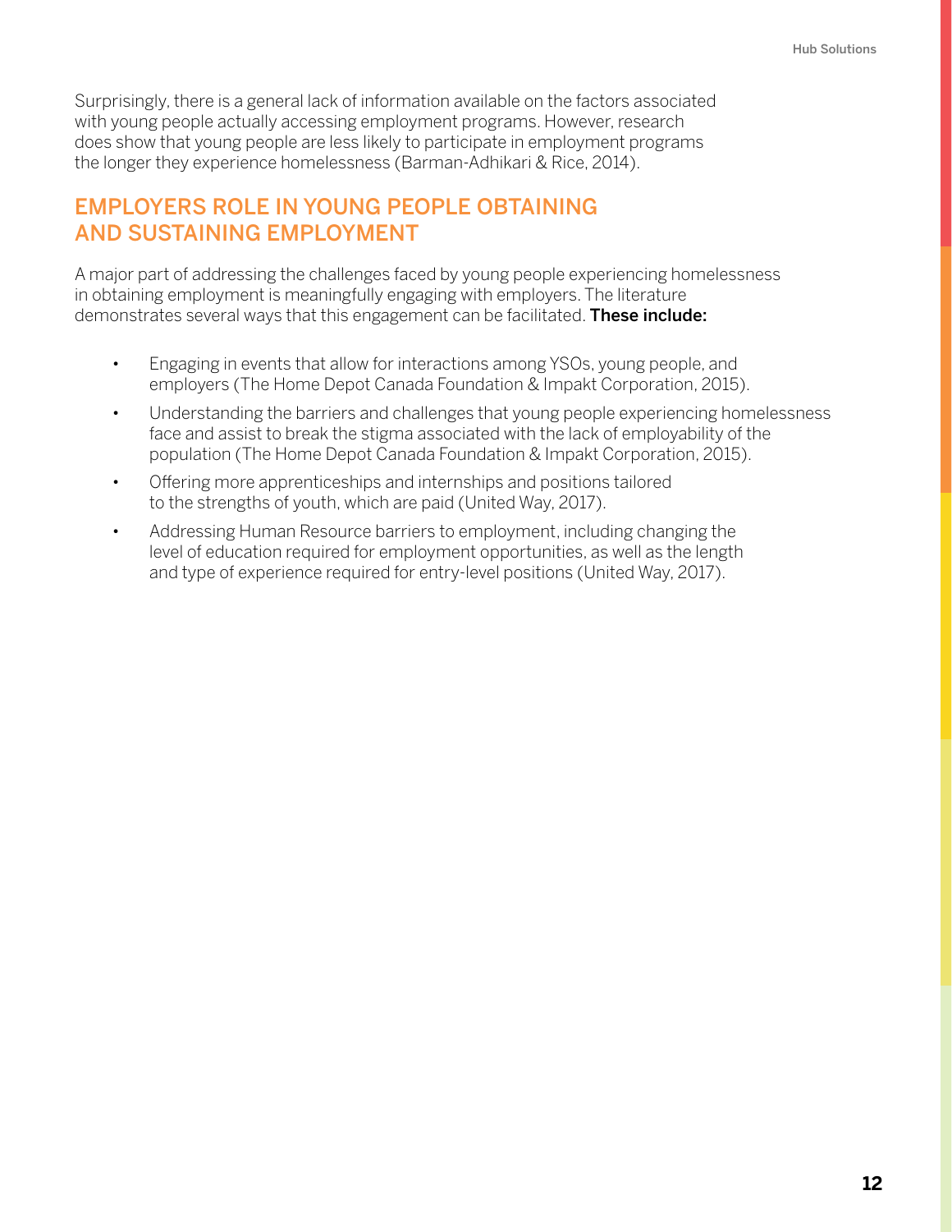Surprisingly, there is a general lack of information available on the factors associated with young people actually accessing employment programs. However, research does show that young people are less likely to participate in employment programs the longer they experience homelessness (Barman-Adhikari & Rice, 2014).

## EMPLOYERS ROLE IN YOUNG PEOPLE OBTAINING AND SUSTAINING EMPLOYMENT

A major part of addressing the challenges faced by young people experiencing homelessness in obtaining employment is meaningfully engaging with employers. The literature demonstrates several ways that this engagement can be facilitated. **These include:**

- Engaging in events that allow for interactions among YSOs, young people, and employers (The Home Depot Canada Foundation & Impakt Corporation, 2015).
- Understanding the barriers and challenges that young people experiencing homelessness face and assist to break the stigma associated with the lack of employability of the population (The Home Depot Canada Foundation & Impakt Corporation, 2015).
- Offering more apprenticeships and internships and positions tailored to the strengths of youth, which are paid (United Way, 2017).
- Addressing Human Resource barriers to employment, including changing the level of education required for employment opportunities, as well as the length and type of experience required for entry-level positions (United Way, 2017).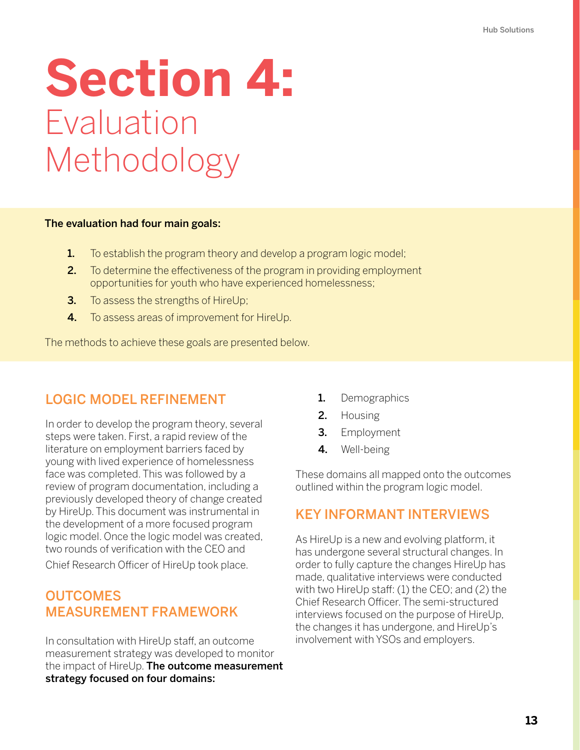# Section 4: Evaluation Methodology

**The evaluation had four main goals:**

1. To establish the program theory and develop a program logic model;
2. To determine the effectiveness of the program in providing employment opportunities for youth who have experienced homelessness;
3. To assess the strengths of HireUp;
4. To assess areas of improvement for HireUp.

The methods to achieve these goals are presented below.

## LOGIC MODEL REFINEMENT

In order to develop the program theory, several steps were taken. First, a rapid review of the literature on employment barriers faced by young with lived experience of homelessness face was completed. This was followed by a review of program documentation, including a previously developed theory of change created by HireUp. This document was instrumental in the development of a more focused program logic model. Once the logic model was created, two rounds of verification with the CEO and Chief Research Officer of HireUp took place.

## OUTCOMES MEASUREMENT FRAMEWORK

In consultation with HireUp staff, an outcome measurement strategy was developed to monitor the impact of HireUp. **The outcome measurement strategy focused on four domains:**

1. Demographics
2. Housing
3. Employment
4. Well-being

These domains all mapped onto the outcomes outlined within the program logic model.

## KEY INFORMANT INTERVIEWS

As HireUp is a new and evolving platform, it has undergone several structural changes. In order to fully capture the changes HireUp has made, qualitative interviews were conducted with two HireUp staff: (1) the CEO; and (2) the Chief Research Officer. The semi-structured interviews focused on the purpose of HireUp, the changes it has undergone, and HireUp's involvement with YSOs and employers.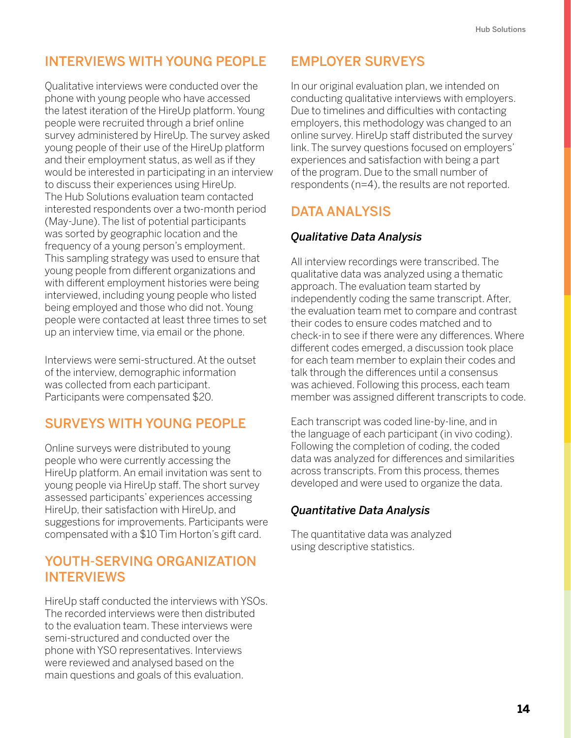## INTERVIEWS WITH YOUNG PEOPLE

Qualitative interviews were conducted over the phone with young people who have accessed the latest iteration of the HireUp platform. Young people were recruited through a brief online survey administered by HireUp. The survey asked young people of their use of the HireUp platform and their employment status, as well as if they would be interested in participating in an interview to discuss their experiences using HireUp. The Hub Solutions evaluation team contacted interested respondents over a two-month period (May-June). The list of potential participants was sorted by geographic location and the frequency of a young person's employment. This sampling strategy was used to ensure that young people from different organizations and with different employment histories were being interviewed, including young people who listed being employed and those who did not. Young people were contacted at least three times to set up an interview time, via email or the phone.

Interviews were semi-structured. At the outset of the interview, demographic information was collected from each participant. Participants were compensated $20.

## SURVEYS WITH YOUNG PEOPLE

Online surveys were distributed to young people who were currently accessing the HireUp platform. An email invitation was sent to young people via HireUp staff. The short survey assessed participants' experiences accessing HireUp, their satisfaction with HireUp, and suggestions for improvements. Participants were compensated with a $10 Tim Horton's gift card.

## YOUTH-SERVING ORGANIZATION INTERVIEWS

HireUp staff conducted the interviews with YSOs. The recorded interviews were then distributed to the evaluation team. These interviews were semi-structured and conducted over the phone with YSO representatives. Interviews were reviewed and analysed based on the main questions and goals of this evaluation.

## EMPLOYER SURVEYS

In our original evaluation plan, we intended on conducting qualitative interviews with employers. Due to timelines and difficulties with contacting employers, this methodology was changed to an online survey. HireUp staff distributed the survey link. The survey questions focused on employers' experiences and satisfaction with being a part of the program. Due to the small number of respondents (n=4), the results are not reported.

## DATA ANALYSIS

### *Qualitative Data Analysis*

All interview recordings were transcribed. The qualitative data was analyzed using a thematic approach. The evaluation team started by independently coding the same transcript. After, the evaluation team met to compare and contrast their codes to ensure codes matched and to check-in to see if there were any differences. Where different codes emerged, a discussion took place for each team member to explain their codes and talk through the differences until a consensus was achieved. Following this process, each team member was assigned different transcripts to code.

Each transcript was coded line-by-line, and in the language of each participant (in vivo coding). Following the completion of coding, the coded data was analyzed for differences and similarities across transcripts. From this process, themes developed and were used to organize the data.

### *Quantitative Data Analysis*

The quantitative data was analyzed using descriptive statistics.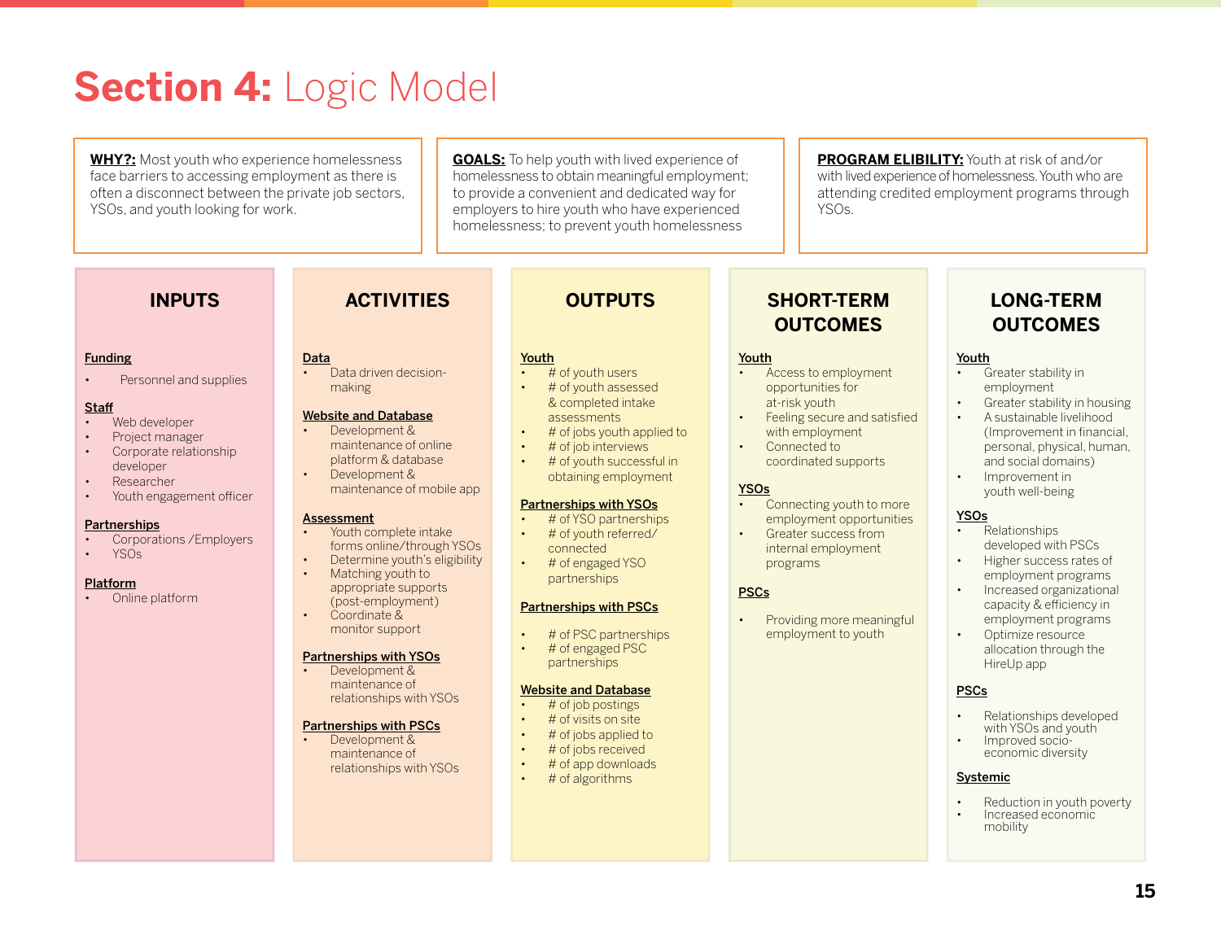# **Section 4:** Logic Model

**WHY?:** Most youth who experience homelessness face barriers to accessing employment as there is often a disconnect between the private job sectors, YSOs, and youth looking for work.

**GOALS:** To help youth with lived experience of homelessness to obtain meaningful employment; to provide a convenient and dedicated way for employers to hire youth who have experienced homelessness; to prevent youth homelessness

**PROGRAM ELIBILITY:** Youth at risk of and/or with lived experience of homelessness. Youth who are attending credited employment programs through YSOs.

## INPUTS

**Funding**
- Personnel and supplies

**Staff**
- Web developer
- Project manager
- Corporate relationship developer
- Researcher
- Youth engagement officer

**Partnerships**
- Corporations /Employers
- YSOs

**Platform**
- Online platform

## ACTIVITIES

**Data**
- Data driven decision-making

**Website and Database**
- Development & maintenance of online platform & database
- Development & maintenance of mobile app

**Assessment**
- Youth complete intake forms online/through YSOs
- Determine youth's eligibility
- Matching youth to appropriate supports (post-employment)
- Coordinate & monitor support

**Partnerships with YSOs**
- Development & maintenance of relationships with YSOs

**Partnerships with PSCs**
- Development & maintenance of relationships with YSOs

## OUTPUTS

**Youth**
- # of youth users
- # of youth assessed & completed intake assessments
- # of jobs youth applied to
- # of job interviews
- # of youth successful in obtaining employment

**Partnerships with YSOs**
- # of YSO partnerships
- # of youth referred/ connected
- # of engaged YSO partnerships

**Partnerships with PSCs**
- # of PSC partnerships
- # of engaged PSC partnerships

**Website and Database**
- # of job postings
- # of visits on site
- # of jobs applied to
- # of jobs received
- # of app downloads
- # of algorithms

## SHORT-TERM OUTCOMES

**Youth**
- Access to employment opportunities for at-risk youth
- Feeling secure and satisfied with employment
- Connected to coordinated supports

**YSOs**
- Connecting youth to more employment opportunities
- Greater success from internal employment programs

**PSCs**
- Providing more meaningful employment to youth

## LONG-TERM OUTCOMES

**Youth**
- Greater stability in employment
- Greater stability in housing
- A sustainable livelihood (Improvement in financial, personal, physical, human, and social domains)
- Improvement in youth well-being

**YSOs**
- Relationships developed with PSCs
- Higher success rates of employment programs
- Increased organizational capacity & efficiency in employment programs
- Optimize resource allocation through the HireUp app

**PSCs**
- Relationships developed with YSOs and youth
- Improved socio-economic diversity

**Systemic**
- Reduction in youth poverty
- Increased economic mobility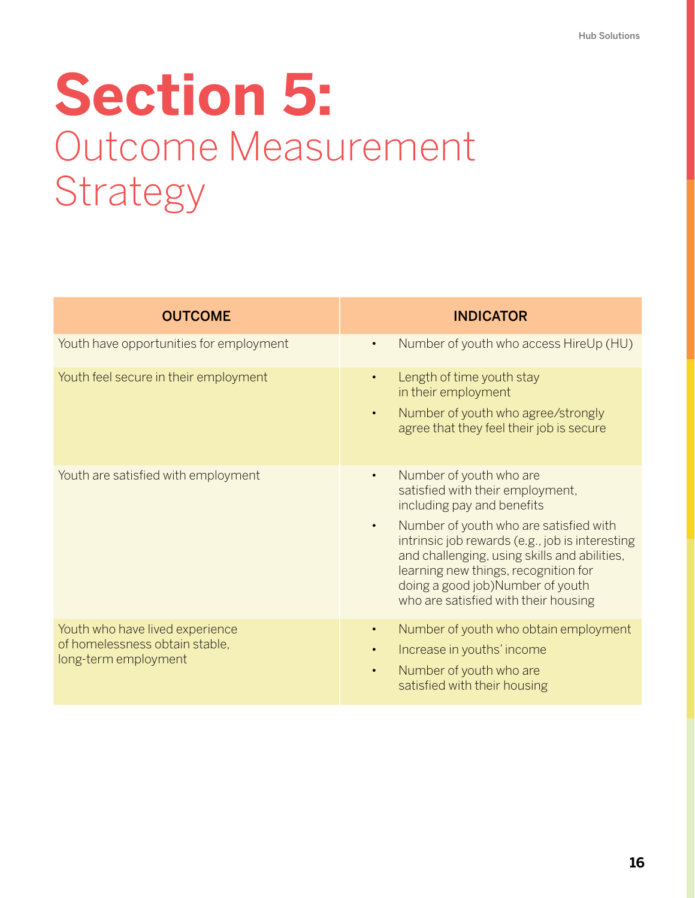# Section 5: Outcome Measurement Strategy

| OUTCOME | INDICATOR |
|---|---|
| Youth have opportunities for employment | • Number of youth who access HireUp (HU) |
| Youth feel secure in their employment | • Length of time youth stay in their employment<br>• Number of youth who agree/strongly agree that they feel their job is secure |
| Youth are satisfied with employment | • Number of youth who are satisfied with their employment, including pay and benefits<br>• Number of youth who are satisfied with intrinsic job rewards (e.g., job is interesting and challenging, using skills and abilities, learning new things, recognition for doing a good job)Number of youth who are satisfied with their housing |
| Youth who have lived experience of homelessness obtain stable, long-term employment | • Number of youth who obtain employment<br>• Increase in youths' income<br>• Number of youth who are satisfied with their housing |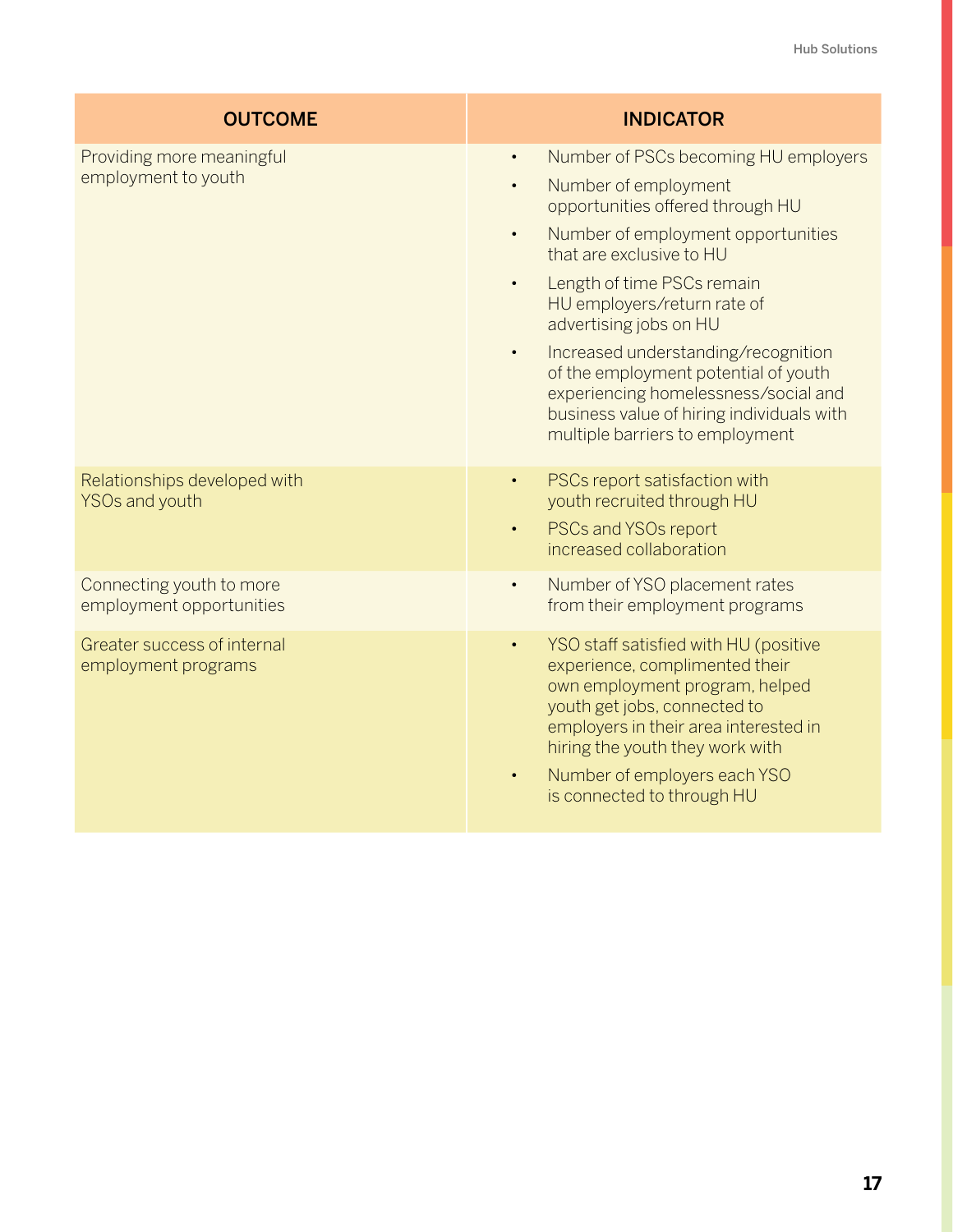| OUTCOME | INDICATOR |
|---|---|
| Providing more meaningful employment to youth | • Number of PSCs becoming HU employers<br>• Number of employment opportunities offered through HU<br>• Number of employment opportunities that are exclusive to HU<br>• Length of time PSCs remain HU employers/return rate of advertising jobs on HU<br>• Increased understanding/recognition of the employment potential of youth experiencing homelessness/social and business value of hiring individuals with multiple barriers to employment |
| Relationships developed with YSOs and youth | • PSCs report satisfaction with youth recruited through HU<br>• PSCs and YSOs report increased collaboration |
| Connecting youth to more employment opportunities | • Number of YSO placement rates from their employment programs |
| Greater success of internal employment programs | • YSO staff satisfied with HU (positive experience, complimented their own employment program, helped youth get jobs, connected to employers in their area interested in hiring the youth they work with<br>• Number of employers each YSO is connected to through HU |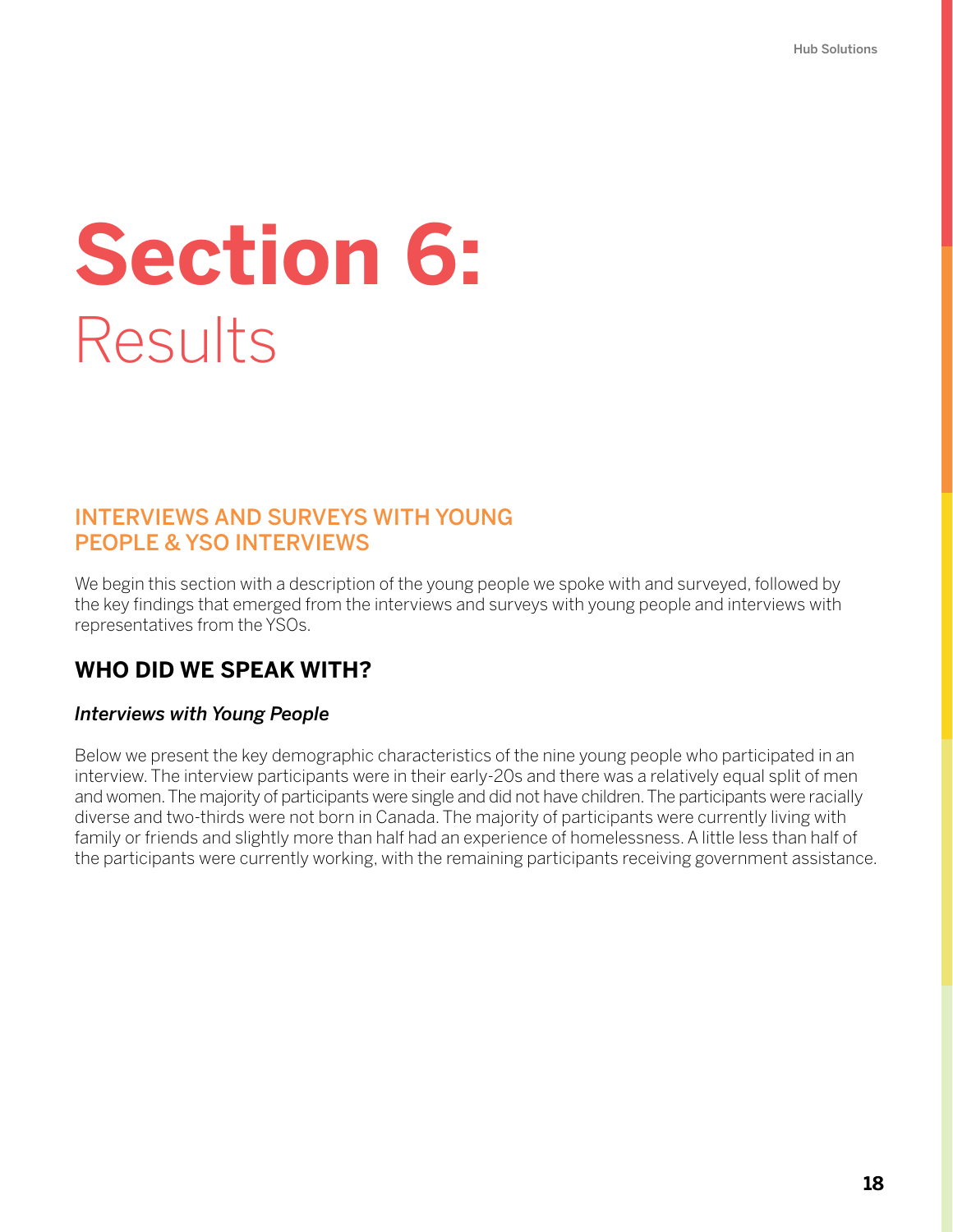# Section 6: Results

## INTERVIEWS AND SURVEYS WITH YOUNG PEOPLE & YSO INTERVIEWS

We begin this section with a description of the young people we spoke with and surveyed, followed by the key findings that emerged from the interviews and surveys with young people and interviews with representatives from the YSOs.

### WHO DID WE SPEAK WITH?

#### *Interviews with Young People*

Below we present the key demographic characteristics of the nine young people who participated in an interview. The interview participants were in their early-20s and there was a relatively equal split of men and women. The majority of participants were single and did not have children. The participants were racially diverse and two-thirds were not born in Canada. The majority of participants were currently living with family or friends and slightly more than half had an experience of homelessness. A little less than half of the participants were currently working, with the remaining participants receiving government assistance.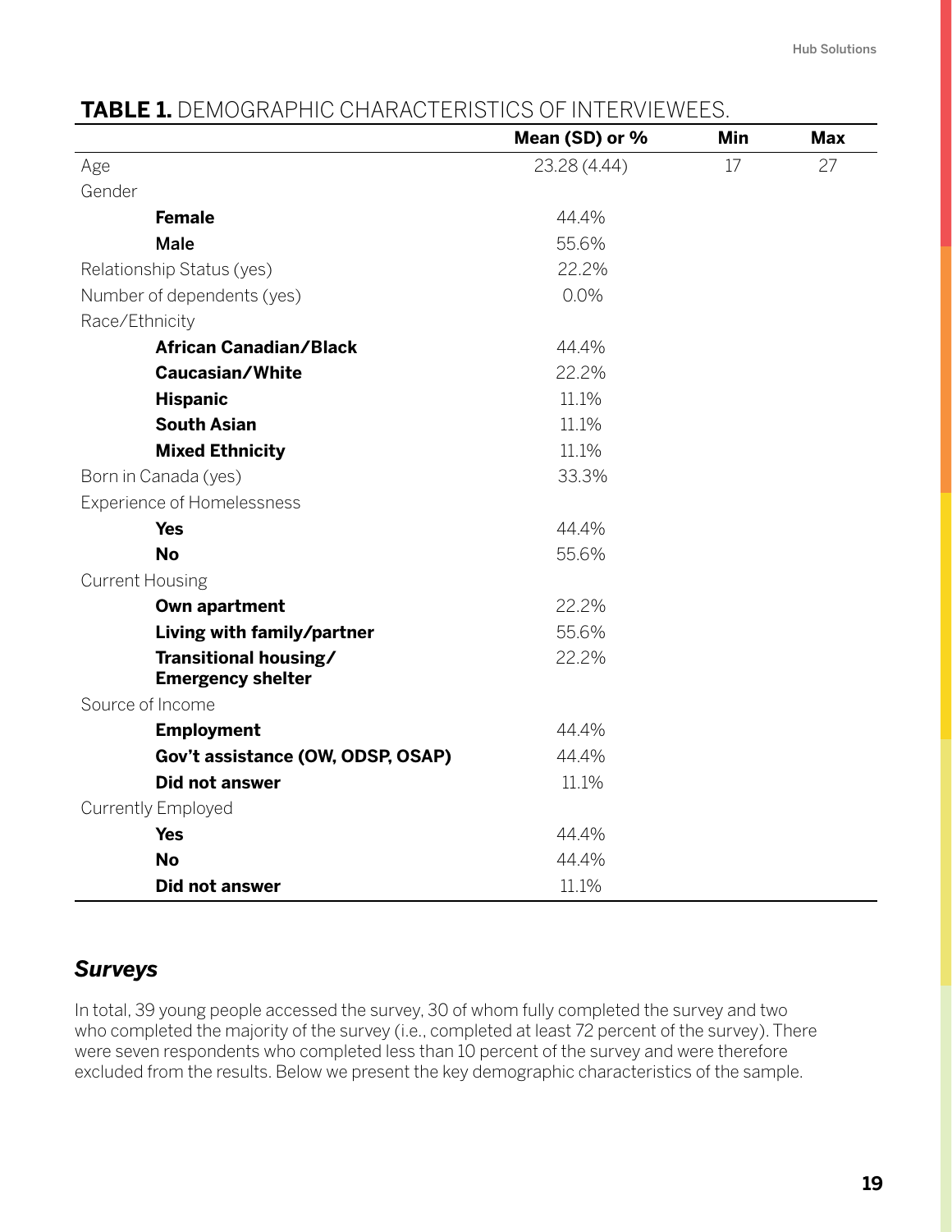**TABLE 1.** DEMOGRAPHIC CHARACTERISTICS OF INTERVIEWEES.

| | Mean (SD) or % | Min | Max |
|---|---|---|---|
| Age | 23.28 (4.44) | 17 | 27 |
| Gender | | | |
| **Female** | 44.4% | | |
| **Male** | 55.6% | | |
| Relationship Status (yes) | 22.2% | | |
| Number of dependents (yes) | 0.0% | | |
| Race/Ethnicity | | | |
| **African Canadian/Black** | 44.4% | | |
| **Caucasian/White** | 22.2% | | |
| **Hispanic** | 11.1% | | |
| **South Asian** | 11.1% | | |
| **Mixed Ethnicity** | 11.1% | | |
| Born in Canada (yes) | 33.3% | | |
| Experience of Homelessness | | | |
| **Yes** | 44.4% | | |
| **No** | 55.6% | | |
| Current Housing | | | |
| **Own apartment** | 22.2% | | |
| **Living with family/partner** | 55.6% | | |
| **Transitional housing/ Emergency shelter** | 22.2% | | |
| Source of Income | | | |
| **Employment** | 44.4% | | |
| **Gov't assistance (OW, ODSP, OSAP)** | 44.4% | | |
| **Did not answer** | 11.1% | | |
| Currently Employed | | | |
| **Yes** | 44.4% | | |
| **No** | 44.4% | | |
| **Did not answer** | 11.1% | | |

### *Surveys*

In total, 39 young people accessed the survey, 30 of whom fully completed the survey and two who completed the majority of the survey (i.e., completed at least 72 percent of the survey). There were seven respondents who completed less than 10 percent of the survey and were therefore excluded from the results. Below we present the key demographic characteristics of the sample.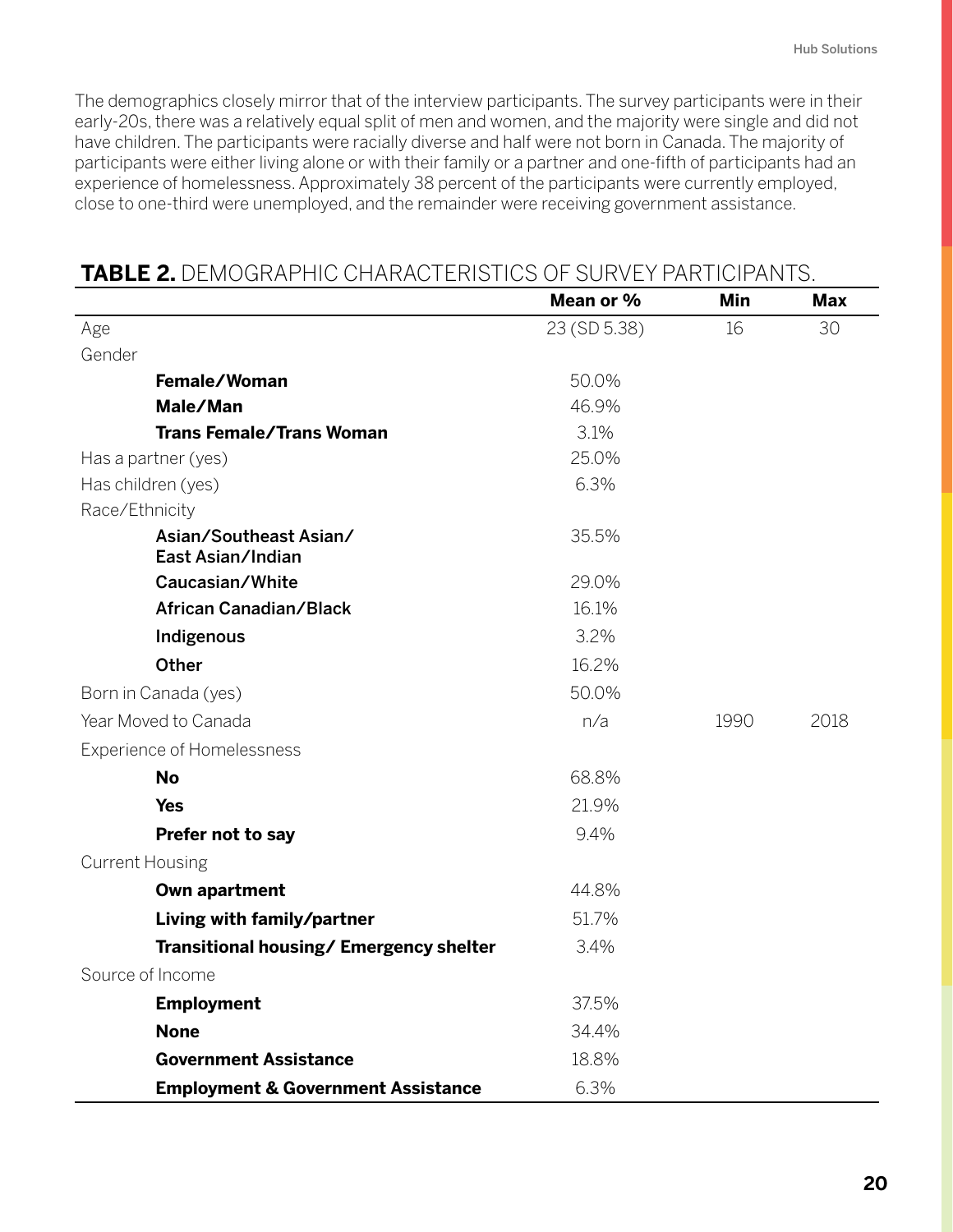The demographics closely mirror that of the interview participants. The survey participants were in their early-20s, there was a relatively equal split of men and women, and the majority were single and did not have children. The participants were racially diverse and half were not born in Canada. The majority of participants were either living alone or with their family or a partner and one-fifth of participants had an experience of homelessness. Approximately 38 percent of the participants were currently employed, close to one-third were unemployed, and the remainder were receiving government assistance.

**TABLE 2.** DEMOGRAPHIC CHARACTERISTICS OF SURVEY PARTICIPANTS.

| | Mean or % | Min | Max |
|---|---|---|---|
| Age | 23 (SD 5.38) | 16 | 30 |
| Gender | | | |
| **Female/Woman** | 50.0% | | |
| **Male/Man** | 46.9% | | |
| **Trans Female/Trans Woman** | 3.1% | | |
| Has a partner (yes) | 25.0% | | |
| Has children (yes) | 6.3% | | |
| Race/Ethnicity | | | |
| **Asian/Southeast Asian/ East Asian/Indian** | 35.5% | | |
| **Caucasian/White** | 29.0% | | |
| **African Canadian/Black** | 16.1% | | |
| **Indigenous** | 3.2% | | |
| **Other** | 16.2% | | |
| Born in Canada (yes) | 50.0% | | |
| Year Moved to Canada | n/a | 1990 | 2018 |
| Experience of Homelessness | | | |
| **No** | 68.8% | | |
| **Yes** | 21.9% | | |
| **Prefer not to say** | 9.4% | | |
| Current Housing | | | |
| **Own apartment** | 44.8% | | |
| **Living with family/partner** | 51.7% | | |
| **Transitional housing/ Emergency shelter** | 3.4% | | |
| Source of Income | | | |
| **Employment** | 37.5% | | |
| **None** | 34.4% | | |
| **Government Assistance** | 18.8% | | |
| **Employment & Government Assistance** | 6.3% | | |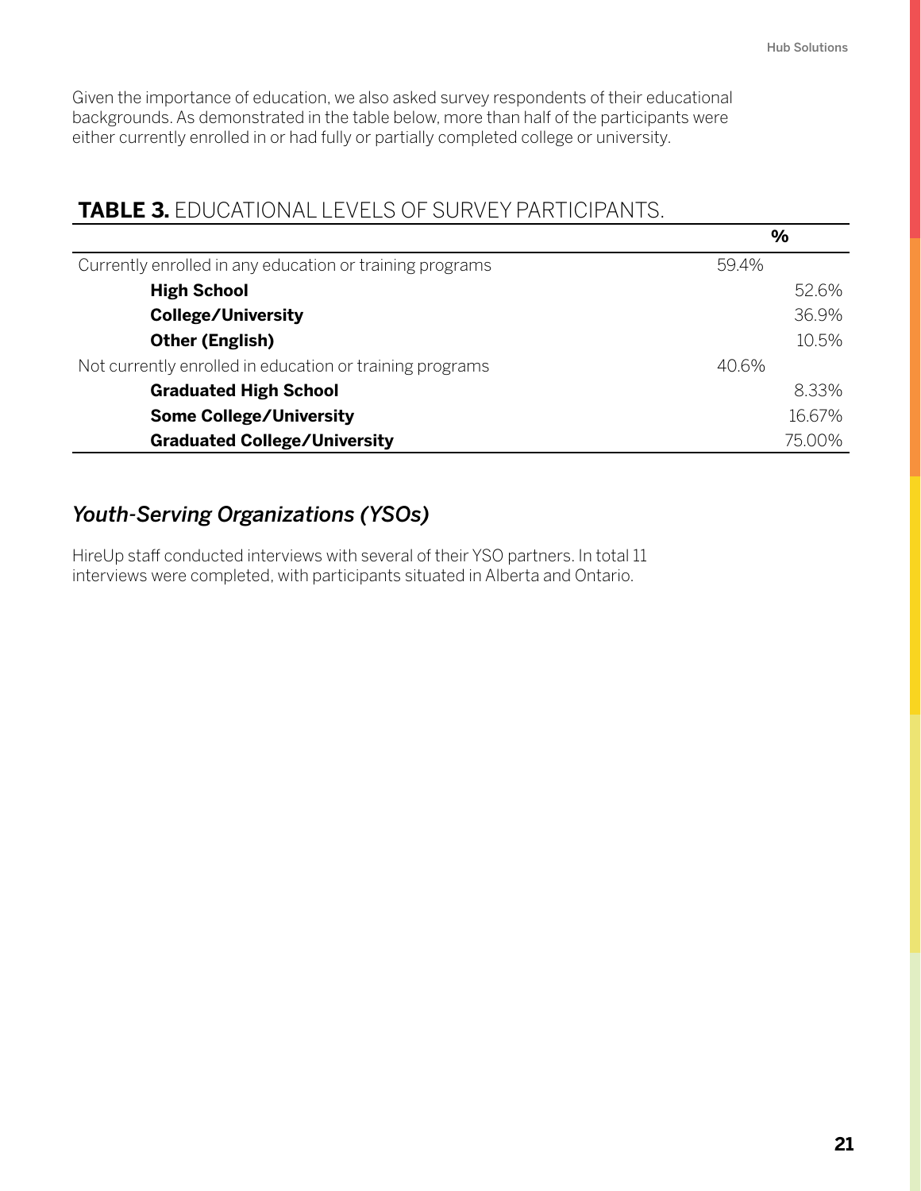Given the importance of education, we also asked survey respondents of their educational backgrounds. As demonstrated in the table below, more than half of the participants were either currently enrolled in or had fully or partially completed college or university.

**TABLE 3.** EDUCATIONAL LEVELS OF SURVEY PARTICIPANTS.

| | % | |
|---|---|---|
| Currently enrolled in any education or training programs | 59.4% | |
| **High School** | | 52.6% |
| **College/University** | | 36.9% |
| **Other (English)** | | 10.5% |
| Not currently enrolled in education or training programs | 40.6% | |
| **Graduated High School** | | 8.33% |
| **Some College/University** | | 16.67% |
| **Graduated College/University** | | 75.00% |

## *Youth-Serving Organizations (YSOs)*

HireUp staff conducted interviews with several of their YSO partners. In total 11 interviews were completed, with participants situated in Alberta and Ontario.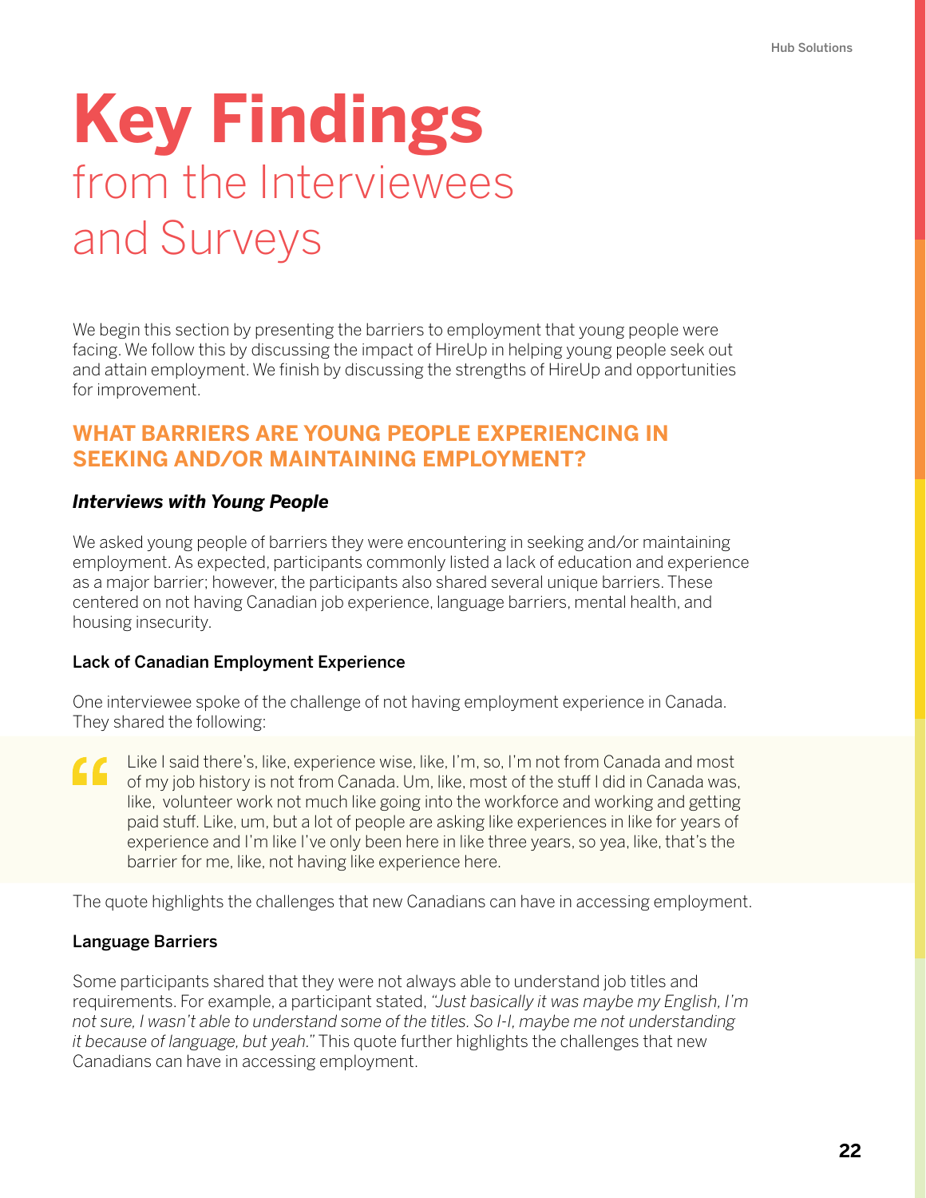# Key Findings
from the Interviewees and Surveys

We begin this section by presenting the barriers to employment that young people were facing. We follow this by discussing the impact of HireUp in helping young people seek out and attain employment. We finish by discussing the strengths of HireUp and opportunities for improvement.

## WHAT BARRIERS ARE YOUNG PEOPLE EXPERIENCING IN SEEKING AND/OR MAINTAINING EMPLOYMENT?

### *Interviews with Young People*

We asked young people of barriers they were encountering in seeking and/or maintaining employment. As expected, participants commonly listed a lack of education and experience as a major barrier; however, the participants also shared several unique barriers. These centered on not having Canadian job experience, language barriers, mental health, and housing insecurity.

#### Lack of Canadian Employment Experience

One interviewee spoke of the challenge of not having employment experience in Canada. They shared the following:

> Like I said there's, like, experience wise, like, I'm, so, I'm not from Canada and most of my job history is not from Canada. Um, like, most of the stuff I did in Canada was, like, volunteer work not much like going into the workforce and working and getting paid stuff. Like, um, but a lot of people are asking like experiences in like for years of experience and I'm like I've only been here in like three years, so yea, like, that's the barrier for me, like, not having like experience here.

The quote highlights the challenges that new Canadians can have in accessing employment.

#### Language Barriers

Some participants shared that they were not always able to understand job titles and requirements. For example, a participant stated, *"Just basically it was maybe my English, I'm not sure, I wasn't able to understand some of the titles. So I-I, maybe me not understanding it because of language, but yeah."* This quote further highlights the challenges that new Canadians can have in accessing employment.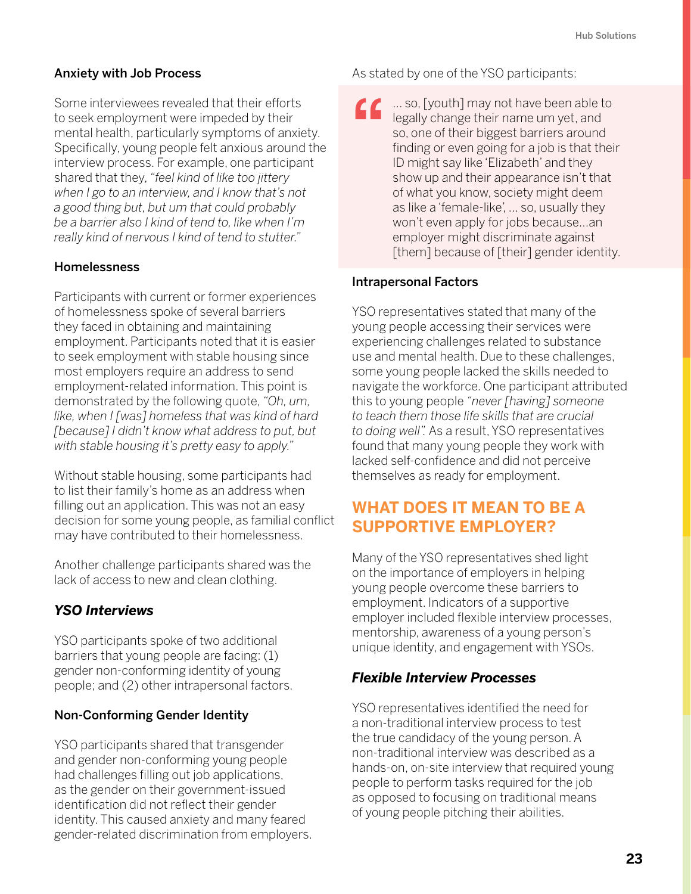### Anxiety with Job Process

Some interviewees revealed that their efforts to seek employment were impeded by their mental health, particularly symptoms of anxiety. Specifically, young people felt anxious around the interview process. For example, one participant shared that they, *"feel kind of like too jittery when I go to an interview, and I know that's not a good thing but, but um that could probably be a barrier also I kind of tend to, like when I'm really kind of nervous I kind of tend to stutter."*

### Homelessness

Participants with current or former experiences of homelessness spoke of several barriers they faced in obtaining and maintaining employment. Participants noted that it is easier to seek employment with stable housing since most employers require an address to send employment-related information. This point is demonstrated by the following quote, *"Oh, um, like, when I [was] homeless that was kind of hard [because] I didn't know what address to put, but with stable housing it's pretty easy to apply."*

Without stable housing, some participants had to list their family's home as an address when filling out an application. This was not an easy decision for some young people, as familial conflict may have contributed to their homelessness.

Another challenge participants shared was the lack of access to new and clean clothing.

## *YSO Interviews*

YSO participants spoke of two additional barriers that young people are facing: (1) gender non-conforming identity of young people; and (2) other intrapersonal factors.

### Non-Conforming Gender Identity

YSO participants shared that transgender and gender non-conforming young people had challenges filling out job applications, as the gender on their government-issued identification did not reflect their gender identity. This caused anxiety and many feared gender-related discrimination from employers.

As stated by one of the YSO participants:

> ... so, [youth] may not have been able to legally change their name um yet, and so, one of their biggest barriers around finding or even going for a job is that their ID might say like 'Elizabeth' and they show up and their appearance isn't that of what you know, society might deem as like a 'female-like', ... so, usually they won't even apply for jobs because...an employer might discriminate against [them] because of [their] gender identity.

### Intrapersonal Factors

YSO representatives stated that many of the young people accessing their services were experiencing challenges related to substance use and mental health. Due to these challenges, some young people lacked the skills needed to navigate the workforce. One participant attributed this to young people *"never [having] someone to teach them those life skills that are crucial to doing well".* As a result, YSO representatives found that many young people they work with lacked self-confidence and did not perceive themselves as ready for employment.

# WHAT DOES IT MEAN TO BE A SUPPORTIVE EMPLOYER?

Many of the YSO representatives shed light on the importance of employers in helping young people overcome these barriers to employment. Indicators of a supportive employer included flexible interview processes, mentorship, awareness of a young person's unique identity, and engagement with YSOs.

## *Flexible Interview Processes*

YSO representatives identified the need for a non-traditional interview process to test the true candidacy of the young person. A non-traditional interview was described as a hands-on, on-site interview that required young people to perform tasks required for the job as opposed to focusing on traditional means of young people pitching their abilities.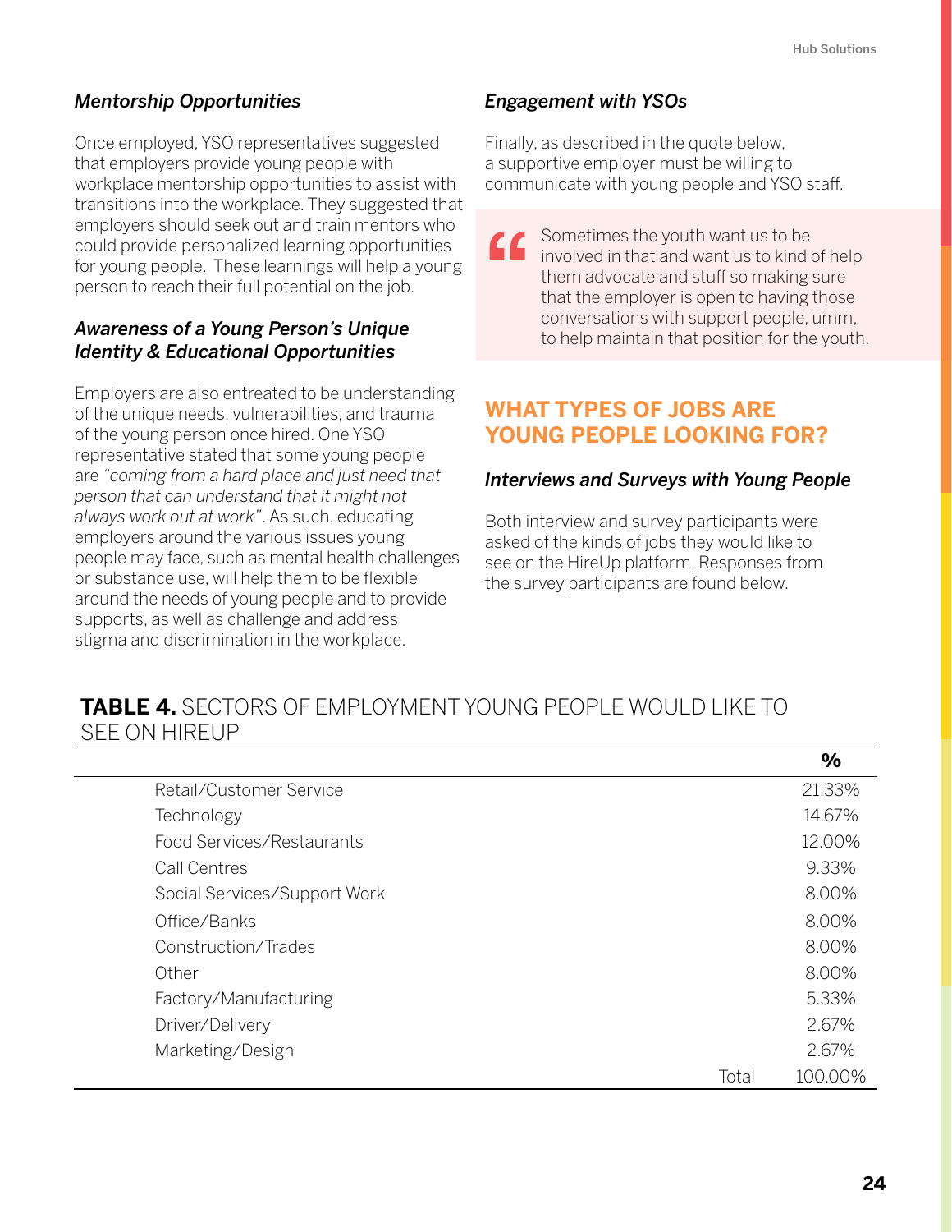### *Mentorship Opportunities*

Once employed, YSO representatives suggested that employers provide young people with workplace mentorship opportunities to assist with transitions into the workplace. They suggested that employers should seek out and train mentors who could provide personalized learning opportunities for young people. These learnings will help a young person to reach their full potential on the job.

### *Awareness of a Young Person's Unique Identity & Educational Opportunities*

Employers are also entreated to be understanding of the unique needs, vulnerabilities, and trauma of the young person once hired. One YSO representative stated that some young people are *"coming from a hard place and just need that person that can understand that it might not always work out at work"*. As such, educating employers around the various issues young people may face, such as mental health challenges or substance use, will help them to be flexible around the needs of young people and to provide supports, as well as challenge and address stigma and discrimination in the workplace.

### *Engagement with YSOs*

Finally, as described in the quote below, a supportive employer must be willing to communicate with young people and YSO staff.

> Sometimes the youth want us to be involved in that and want us to kind of help them advocate and stuff so making sure that the employer is open to having those conversations with support people, umm, to help maintain that position for the youth.

## WHAT TYPES OF JOBS ARE YOUNG PEOPLE LOOKING FOR?

### *Interviews and Surveys with Young People*

Both interview and survey participants were asked of the kinds of jobs they would like to see on the HireUp platform. Responses from the survey participants are found below.

**TABLE 4.** SECTORS OF EMPLOYMENT YOUNG PEOPLE WOULD LIKE TO SEE ON HIREUP

| | % |
|---|---|
| Retail/Customer Service | 21.33% |
| Technology | 14.67% |
| Food Services/Restaurants | 12.00% |
| Call Centres | 9.33% |
| Social Services/Support Work | 8.00% |
| Office/Banks | 8.00% |
| Construction/Trades | 8.00% |
| Other | 8.00% |
| Factory/Manufacturing | 5.33% |
| Driver/Delivery | 2.67% |
| Marketing/Design | 2.67% |
| Total | 100.00% |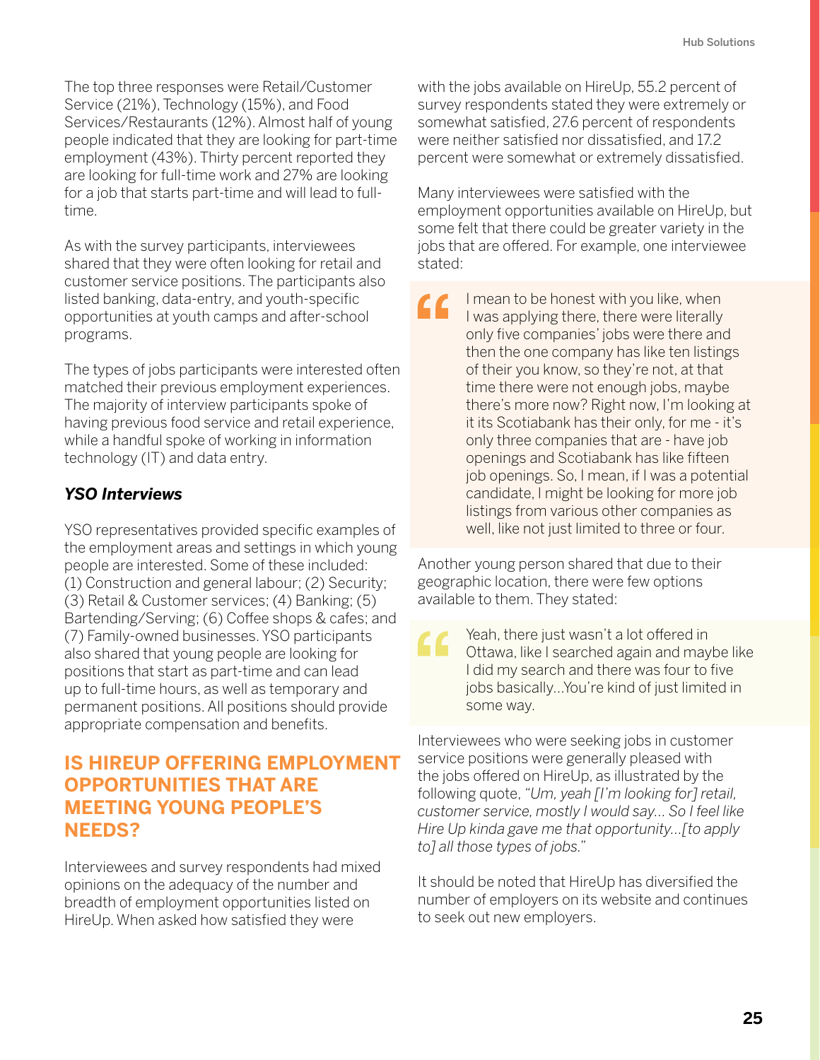The top three responses were Retail/Customer Service (21%), Technology (15%), and Food Services/Restaurants (12%). Almost half of young people indicated that they are looking for part-time employment (43%). Thirty percent reported they are looking for full-time work and 27% are looking for a job that starts part-time and will lead to full-time.

As with the survey participants, interviewees shared that they were often looking for retail and customer service positions. The participants also listed banking, data-entry, and youth-specific opportunities at youth camps and after-school programs.

The types of jobs participants were interested often matched their previous employment experiences. The majority of interview participants spoke of having previous food service and retail experience, while a handful spoke of working in information technology (IT) and data entry.

### *YSO Interviews*

YSO representatives provided specific examples of the employment areas and settings in which young people are interested. Some of these included: (1) Construction and general labour; (2) Security; (3) Retail & Customer services; (4) Banking; (5) Bartending/Serving; (6) Coffee shops & cafes; and (7) Family-owned businesses. YSO participants also shared that young people are looking for positions that start as part-time and can lead up to full-time hours, as well as temporary and permanent positions. All positions should provide appropriate compensation and benefits.

## IS HIREUP OFFERING EMPLOYMENT OPPORTUNITIES THAT ARE MEETING YOUNG PEOPLE'S NEEDS?

Interviewees and survey respondents had mixed opinions on the adequacy of the number and breadth of employment opportunities listed on HireUp. When asked how satisfied they were with the jobs available on HireUp, 55.2 percent of survey respondents stated they were extremely or somewhat satisfied, 27.6 percent of respondents were neither satisfied nor dissatisfied, and 17.2 percent were somewhat or extremely dissatisfied.

Many interviewees were satisfied with the employment opportunities available on HireUp, but some felt that there could be greater variety in the jobs that are offered. For example, one interviewee stated:

> I mean to be honest with you like, when I was applying there, there were literally only five companies' jobs were there and then the one company has like ten listings of their you know, so they're not, at that time there were not enough jobs, maybe there's more now? Right now, I'm looking at it its Scotiabank has their only, for me - it's only three companies that are - have job openings and Scotiabank has like fifteen job openings. So, I mean, if I was a potential candidate, I might be looking for more job listings from various other companies as well, like not just limited to three or four.

Another young person shared that due to their geographic location, there were few options available to them. They stated:

> Yeah, there just wasn't a lot offered in Ottawa, like I searched again and maybe like I did my search and there was four to five jobs basically...You're kind of just limited in some way.

Interviewees who were seeking jobs in customer service positions were generally pleased with the jobs offered on HireUp, as illustrated by the following quote, *"Um, yeah [I'm looking for] retail, customer service, mostly I would say... So I feel like Hire Up kinda gave me that opportunity...[to apply to] all those types of jobs."*

It should be noted that HireUp has diversified the number of employers on its website and continues to seek out new employers.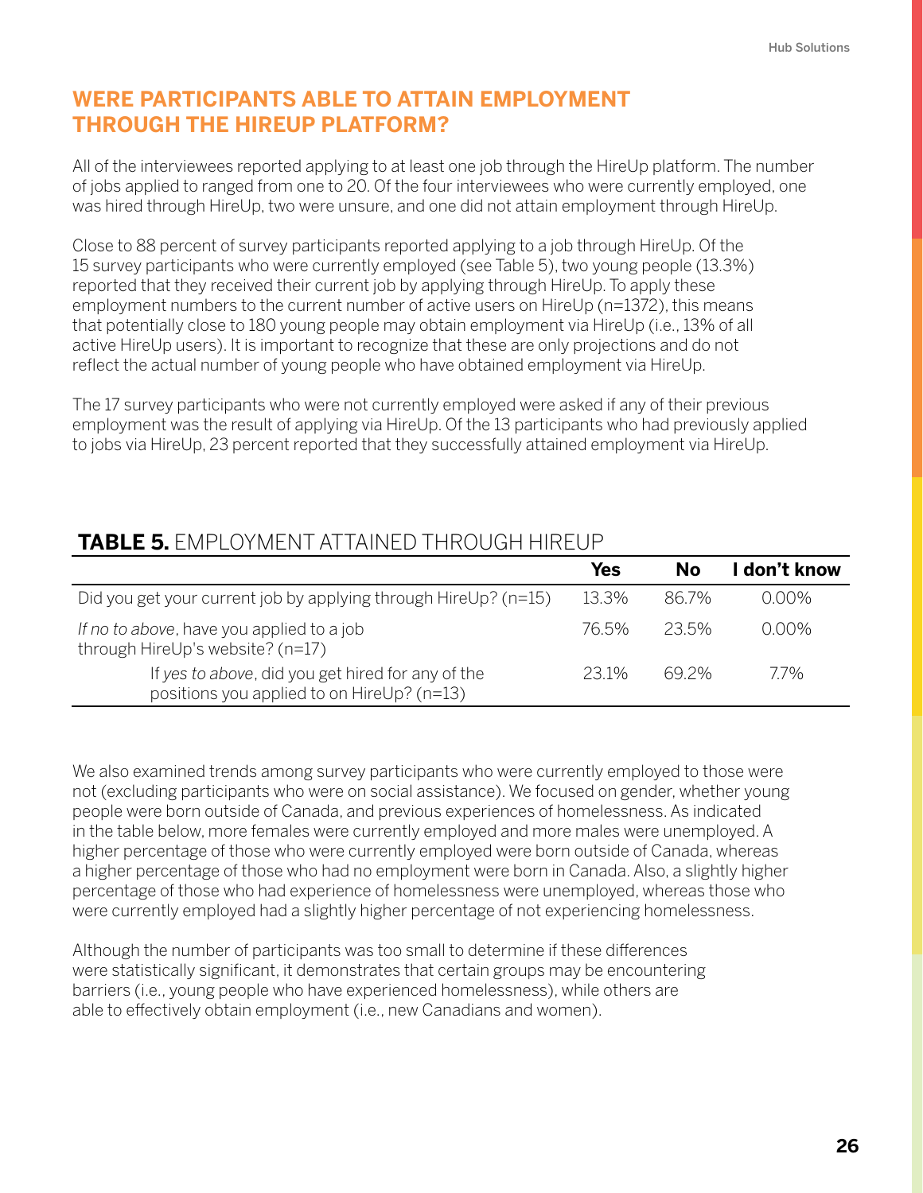## WERE PARTICIPANTS ABLE TO ATTAIN EMPLOYMENT THROUGH THE HIREUP PLATFORM?

All of the interviewees reported applying to at least one job through the HireUp platform. The number of jobs applied to ranged from one to 20. Of the four interviewees who were currently employed, one was hired through HireUp, two were unsure, and one did not attain employment through HireUp.

Close to 88 percent of survey participants reported applying to a job through HireUp. Of the 15 survey participants who were currently employed (see Table 5), two young people (13.3%) reported that they received their current job by applying through HireUp. To apply these employment numbers to the current number of active users on HireUp (n=1372), this means that potentially close to 180 young people may obtain employment via HireUp (i.e., 13% of all active HireUp users). It is important to recognize that these are only projections and do not reflect the actual number of young people who have obtained employment via HireUp.

The 17 survey participants who were not currently employed were asked if any of their previous employment was the result of applying via HireUp. Of the 13 participants who had previously applied to jobs via HireUp, 23 percent reported that they successfully attained employment via HireUp.

**TABLE 5.** EMPLOYMENT ATTAINED THROUGH HIREUP

| | Yes | No | I don't know |
|---|---|---|---|
| Did you get your current job by applying through HireUp? (n=15) | 13.3% | 86.7% | 0.00% |
| *If no to above*, have you applied to a job through HireUp's website? (n=17) | 76.5% | 23.5% | 0.00% |
| If *yes to above*, did you get hired for any of the positions you applied to on HireUp? (n=13) | 23.1% | 69.2% | 7.7% |

We also examined trends among survey participants who were currently employed to those were not (excluding participants who were on social assistance). We focused on gender, whether young people were born outside of Canada, and previous experiences of homelessness. As indicated in the table below, more females were currently employed and more males were unemployed. A higher percentage of those who were currently employed were born outside of Canada, whereas a higher percentage of those who had no employment were born in Canada. Also, a slightly higher percentage of those who had experience of homelessness were unemployed, whereas those who were currently employed had a slightly higher percentage of not experiencing homelessness.

Although the number of participants was too small to determine if these differences were statistically significant, it demonstrates that certain groups may be encountering barriers (i.e., young people who have experienced homelessness), while others are able to effectively obtain employment (i.e., new Canadians and women).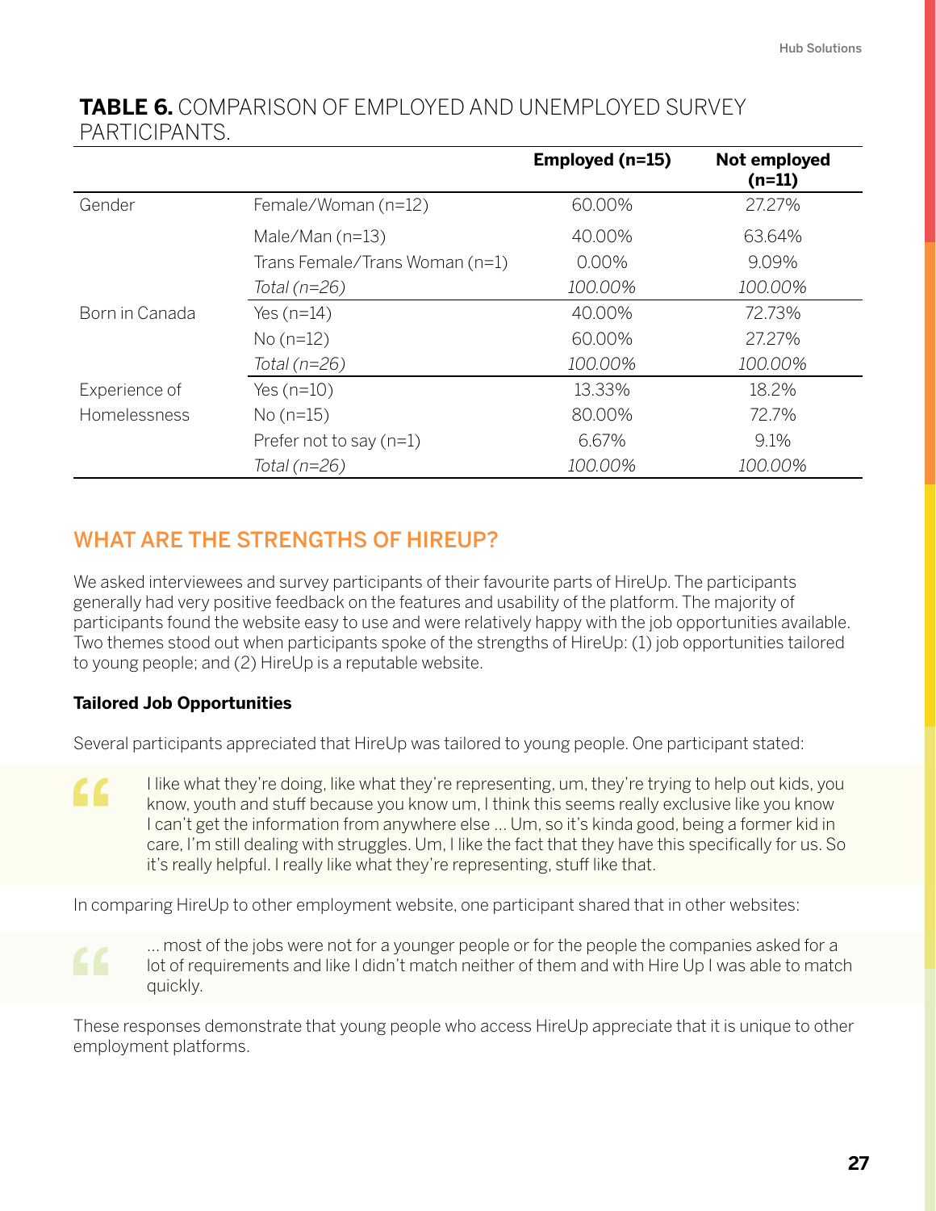**TABLE 6.** COMPARISON OF EMPLOYED AND UNEMPLOYED SURVEY PARTICIPANTS.

| | | Employed (n=15) | Not employed (n=11) |
|---|---|---|---|
| Gender | Female/Woman (n=12) | 60.00% | 27.27% |
| | Male/Man (n=13) | 40.00% | 63.64% |
| | Trans Female/Trans Woman (n=1) | 0.00% | 9.09% |
| | *Total (n=26)* | *100.00%* | *100.00%* |
| Born in Canada | Yes (n=14) | 40.00% | 72.73% |
| | No (n=12) | 60.00% | 27.27% |
| | *Total (n=26)* | *100.00%* | *100.00%* |
| Experience of Homelessness | Yes (n=10) | 13.33% | 18.2% |
| | No (n=15) | 80.00% | 72.7% |
| | Prefer not to say (n=1) | 6.67% | 9.1% |
| | *Total (n=26)* | *100.00%* | *100.00%* |

## WHAT ARE THE STRENGTHS OF HIREUP?

We asked interviewees and survey participants of their favourite parts of HireUp. The participants generally had very positive feedback on the features and usability of the platform. The majority of participants found the website easy to use and were relatively happy with the job opportunities available. Two themes stood out when participants spoke of the strengths of HireUp: (1) job opportunities tailored to young people; and (2) HireUp is a reputable website.

### Tailored Job Opportunities

Several participants appreciated that HireUp was tailored to young people. One participant stated:

> I like what they're doing, like what they're representing, um, they're trying to help out kids, you know, youth and stuff because you know um, I think this seems really exclusive like you know I can't get the information from anywhere else ... Um, so it's kinda good, being a former kid in care, I'm still dealing with struggles. Um, I like the fact that they have this specifically for us. So it's really helpful. I really like what they're representing, stuff like that.

In comparing HireUp to other employment website, one participant shared that in other websites:

> ... most of the jobs were not for a younger people or for the people the companies asked for a lot of requirements and like I didn't match neither of them and with Hire Up I was able to match quickly.

These responses demonstrate that young people who access HireUp appreciate that it is unique to other employment platforms.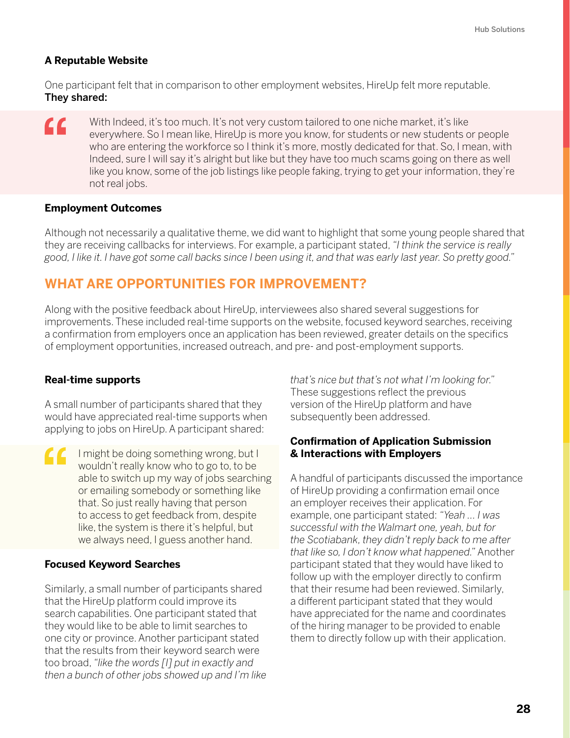### A Reputable Website

One participant felt that in comparison to other employment websites, HireUp felt more reputable. **They shared:**

> With Indeed, it's too much. It's not very custom tailored to one niche market, it's like everywhere. So I mean like, HireUp is more you know, for students or new students or people who are entering the workforce so I think it's more, mostly dedicated for that. So, I mean, with Indeed, sure I will say it's alright but like but they have too much scams going on there as well like you know, some of the job listings like people faking, trying to get your information, they're not real jobs.

### Employment Outcomes

Although not necessarily a qualitative theme, we did want to highlight that some young people shared that they are receiving callbacks for interviews. For example, a participant stated, *"I think the service is really good, I like it. I have got some call backs since I been using it, and that was early last year. So pretty good."*

## WHAT ARE OPPORTUNITIES FOR IMPROVEMENT?

Along with the positive feedback about HireUp, interviewees also shared several suggestions for improvements. These included real-time supports on the website, focused keyword searches, receiving a confirmation from employers once an application has been reviewed, greater details on the specifics of employment opportunities, increased outreach, and pre- and post-employment supports.

### Real-time supports

A small number of participants shared that they would have appreciated real-time supports when applying to jobs on HireUp. A participant shared:

> I might be doing something wrong, but I wouldn't really know who to go to, to be able to switch up my way of jobs searching or emailing somebody or something like that. So just really having that person to access to get feedback from, despite like, the system is there it's helpful, but we always need, I guess another hand.

### Focused Keyword Searches

Similarly, a small number of participants shared that the HireUp platform could improve its search capabilities. One participant stated that they would like to be able to limit searches to one city or province. Another participant stated that the results from their keyword search were too broad, *"like the words [I] put in exactly and then a bunch of other jobs showed up and I'm like that's nice but that's not what I'm looking for."* These suggestions reflect the previous version of the HireUp platform and have subsequently been addressed.

### Confirmation of Application Submission & Interactions with Employers

A handful of participants discussed the importance of HireUp providing a confirmation email once an employer receives their application. For example, one participant stated: *"Yeah ... I was successful with the Walmart one, yeah, but for the Scotiabank, they didn't reply back to me after that like so, I don't know what happened."* Another participant stated that they would have liked to follow up with the employer directly to confirm that their resume had been reviewed. Similarly, a different participant stated that they would have appreciated for the name and coordinates of the hiring manager to be provided to enable them to directly follow up with their application.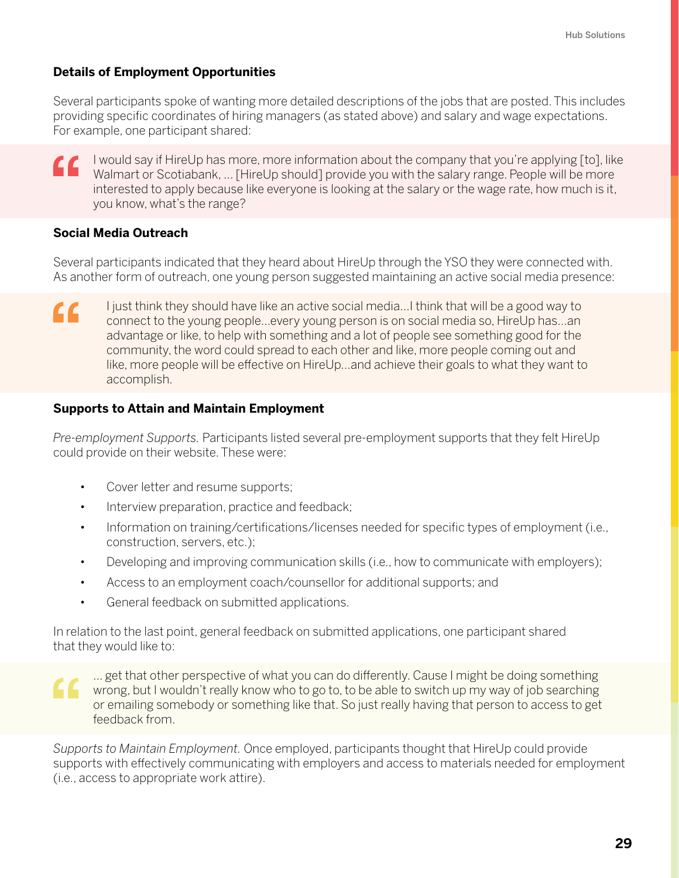### Details of Employment Opportunities

Several participants spoke of wanting more detailed descriptions of the jobs that are posted. This includes providing specific coordinates of hiring managers (as stated above) and salary and wage expectations. For example, one participant shared:

> I would say if HireUp has more, more information about the company that you're applying [to], like Walmart or Scotiabank, ... [HireUp should] provide you with the salary range. People will be more interested to apply because like everyone is looking at the salary or the wage rate, how much is it, you know, what's the range?

### Social Media Outreach

Several participants indicated that they heard about HireUp through the YSO they were connected with. As another form of outreach, one young person suggested maintaining an active social media presence:

> I just think they should have like an active social media...I think that will be a good way to connect to the young people...every young person is on social media so, HireUp has...an advantage or like, to help with something and a lot of people see something good for the community, the word could spread to each other and like, more people coming out and like, more people will be effective on HireUp...and achieve their goals to what they want to accomplish.

### Supports to Attain and Maintain Employment

*Pre-employment Supports.* Participants listed several pre-employment supports that they felt HireUp could provide on their website. These were:

- Cover letter and resume supports;
- Interview preparation, practice and feedback;
- Information on training/certifications/licenses needed for specific types of employment (i.e., construction, servers, etc.);
- Developing and improving communication skills (i.e., how to communicate with employers);
- Access to an employment coach/counsellor for additional supports; and
- General feedback on submitted applications.

In relation to the last point, general feedback on submitted applications, one participant shared that they would like to:

> ... get that other perspective of what you can do differently. Cause I might be doing something wrong, but I wouldn't really know who to go to, to be able to switch up my way of job searching or emailing somebody or something like that. So just really having that person to access to get feedback from.

*Supports to Maintain Employment.* Once employed, participants thought that HireUp could provide supports with effectively communicating with employers and access to materials needed for employment (i.e., access to appropriate work attire).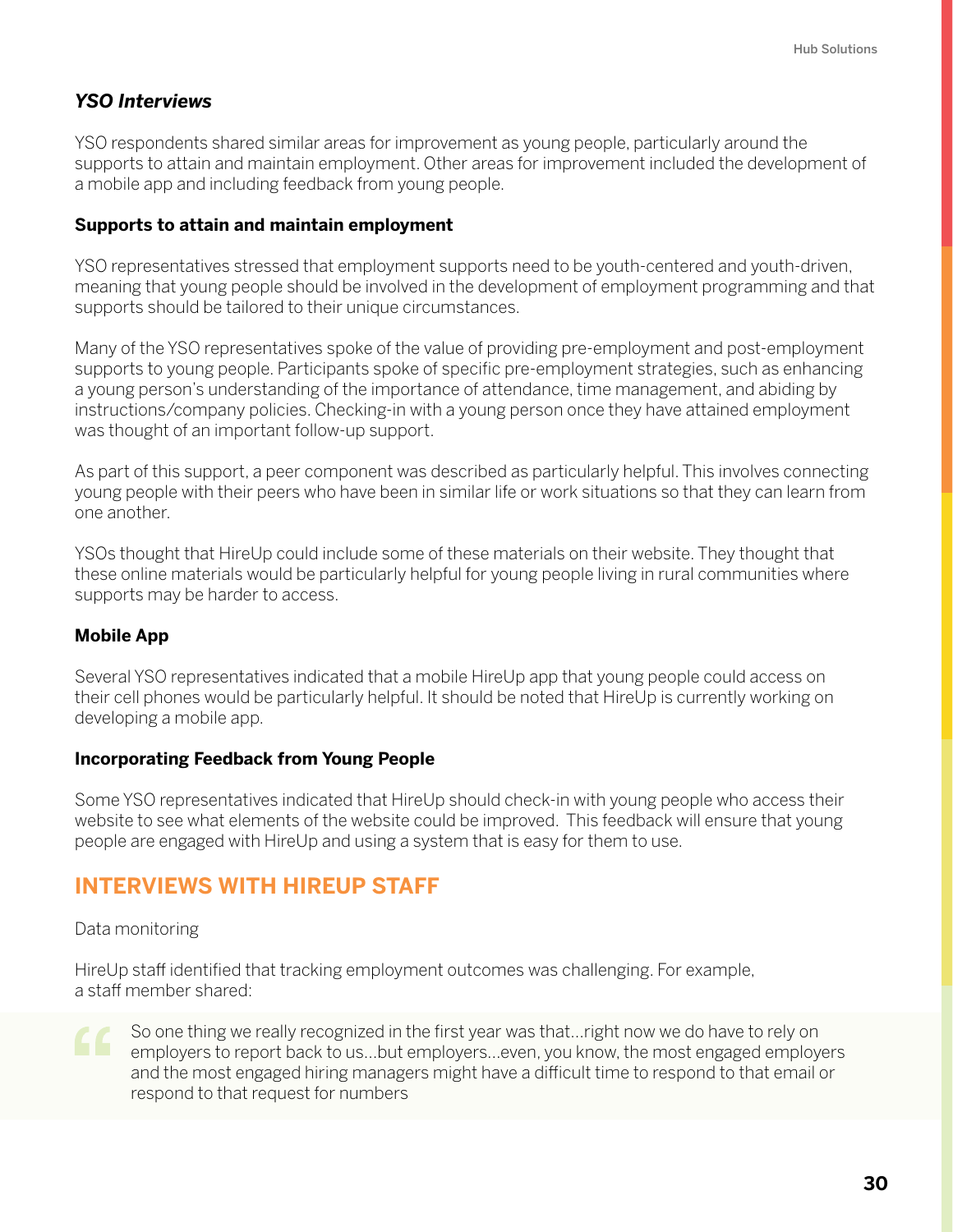### *YSO Interviews*

YSO respondents shared similar areas for improvement as young people, particularly around the supports to attain and maintain employment. Other areas for improvement included the development of a mobile app and including feedback from young people.

#### Supports to attain and maintain employment

YSO representatives stressed that employment supports need to be youth-centered and youth-driven, meaning that young people should be involved in the development of employment programming and that supports should be tailored to their unique circumstances.

Many of the YSO representatives spoke of the value of providing pre-employment and post-employment supports to young people. Participants spoke of specific pre-employment strategies, such as enhancing a young person's understanding of the importance of attendance, time management, and abiding by instructions/company policies. Checking-in with a young person once they have attained employment was thought of an important follow-up support.

As part of this support, a peer component was described as particularly helpful. This involves connecting young people with their peers who have been in similar life or work situations so that they can learn from one another.

YSOs thought that HireUp could include some of these materials on their website. They thought that these online materials would be particularly helpful for young people living in rural communities where supports may be harder to access.

#### Mobile App

Several YSO representatives indicated that a mobile HireUp app that young people could access on their cell phones would be particularly helpful. It should be noted that HireUp is currently working on developing a mobile app.

#### Incorporating Feedback from Young People

Some YSO representatives indicated that HireUp should check-in with young people who access their website to see what elements of the website could be improved. This feedback will ensure that young people are engaged with HireUp and using a system that is easy for them to use.

## INTERVIEWS WITH HIREUP STAFF

Data monitoring

HireUp staff identified that tracking employment outcomes was challenging. For example, a staff member shared:

> So one thing we really recognized in the first year was that…right now we do have to rely on employers to report back to us…but employers…even, you know, the most engaged employers and the most engaged hiring managers might have a difficult time to respond to that email or respond to that request for numbers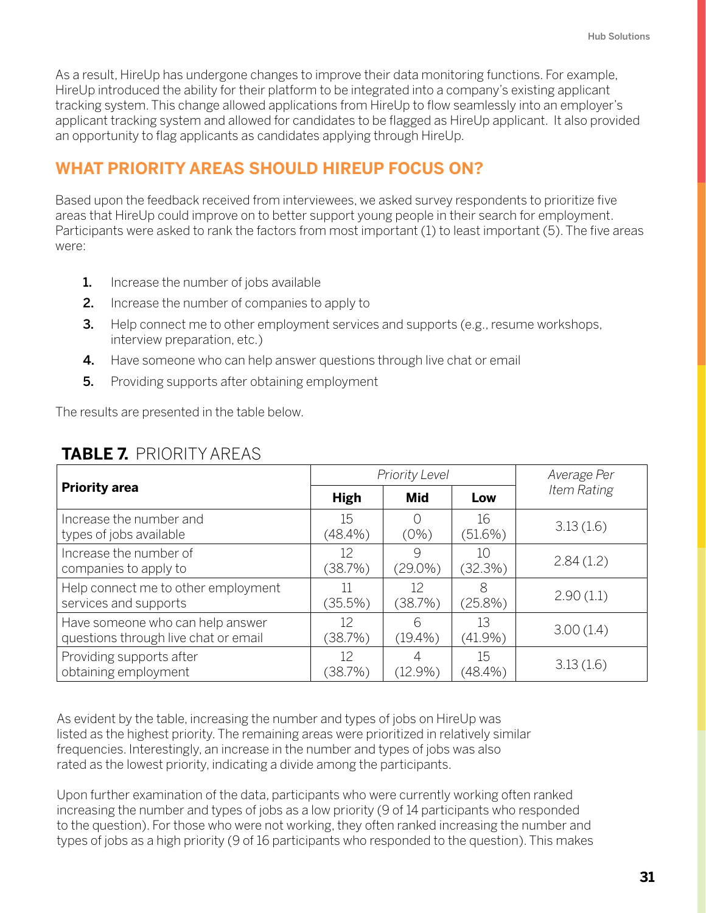As a result, HireUp has undergone changes to improve their data monitoring functions. For example, HireUp introduced the ability for their platform to be integrated into a company's existing applicant tracking system. This change allowed applications from HireUp to flow seamlessly into an employer's applicant tracking system and allowed for candidates to be flagged as HireUp applicant. It also provided an opportunity to flag applicants as candidates applying through HireUp.

## WHAT PRIORITY AREAS SHOULD HIREUP FOCUS ON?

Based upon the feedback received from interviewees, we asked survey respondents to prioritize five areas that HireUp could improve on to better support young people in their search for employment. Participants were asked to rank the factors from most important (1) to least important (5). The five areas were:

1. Increase the number of jobs available
2. Increase the number of companies to apply to
3. Help connect me to other employment services and supports (e.g., resume workshops, interview preparation, etc.)
4. Have someone who can help answer questions through live chat or email
5. Providing supports after obtaining employment

The results are presented in the table below.

**TABLE 7.** PRIORITY AREAS

| Priority area | *Priority Level* | | | *Average Per Item Rating* |
|---|---|---|---|---|
| | **High** | **Mid** | **Low** | |
| Increase the number and types of jobs available | 15 (48.4%) | 0 (0%) | 16 (51.6%) | 3.13 (1.6) |
| Increase the number of companies to apply to | 12 (38.7%) | 9 (29.0%) | 10 (32.3%) | 2.84 (1.2) |
| Help connect me to other employment services and supports | 11 (35.5%) | 12 (38.7%) | 8 (25.8%) | 2.90 (1.1) |
| Have someone who can help answer questions through live chat or email | 12 (38.7%) | 6 (19.4%) | 13 (41.9%) | 3.00 (1.4) |
| Providing supports after obtaining employment | 12 (38.7%) | 4 (12.9%) | 15 (48.4%) | 3.13 (1.6) |

As evident by the table, increasing the number and types of jobs on HireUp was listed as the highest priority. The remaining areas were prioritized in relatively similar frequencies. Interestingly, an increase in the number and types of jobs was also rated as the lowest priority, indicating a divide among the participants.

Upon further examination of the data, participants who were currently working often ranked increasing the number and types of jobs as a low priority (9 of 14 participants who responded to the question). For those who were not working, they often ranked increasing the number and types of jobs as a high priority (9 of 16 participants who responded to the question). This makes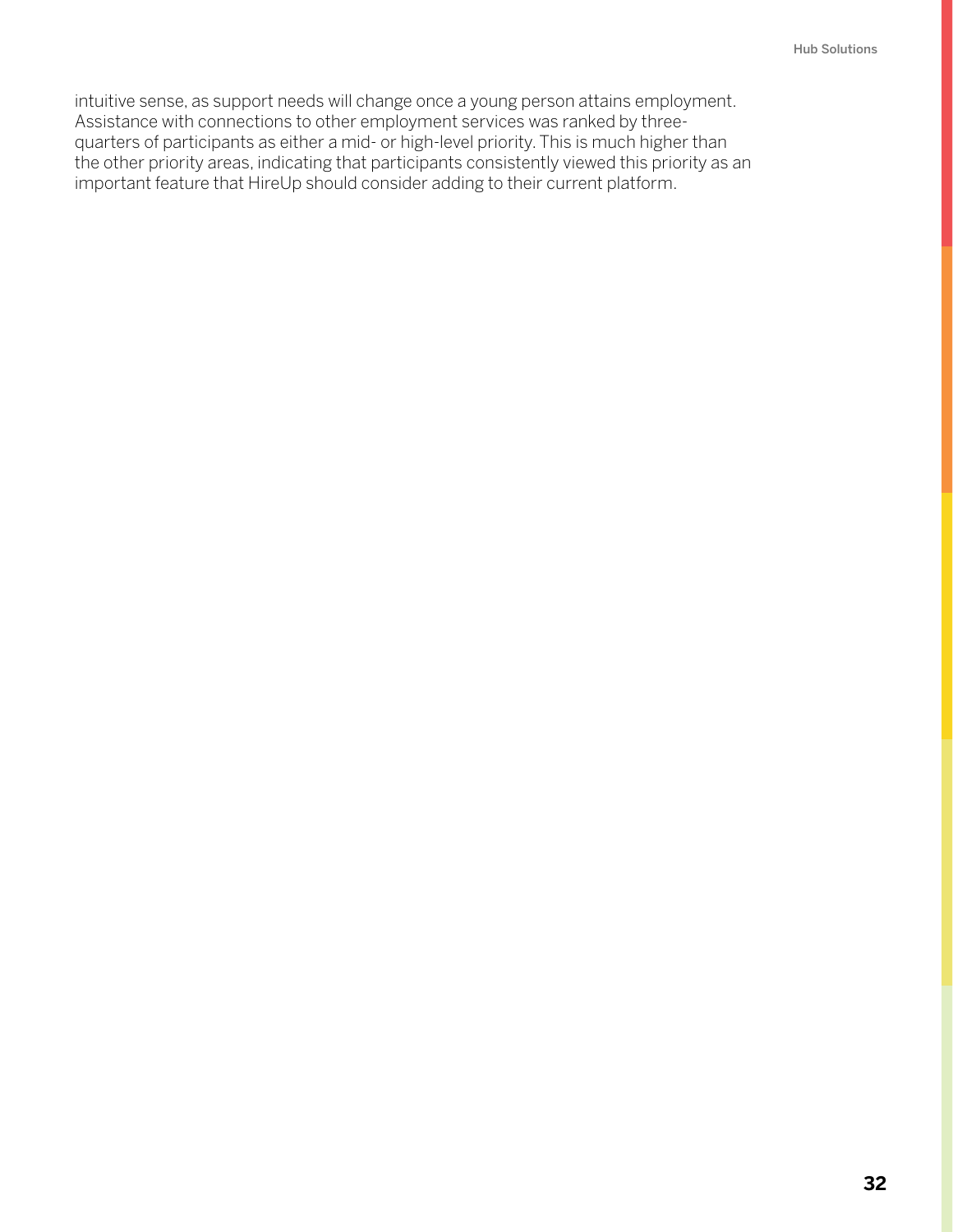intuitive sense, as support needs will change once a young person attains employment. Assistance with connections to other employment services was ranked by three-quarters of participants as either a mid- or high-level priority. This is much higher than the other priority areas, indicating that participants consistently viewed this priority as an important feature that HireUp should consider adding to their current platform.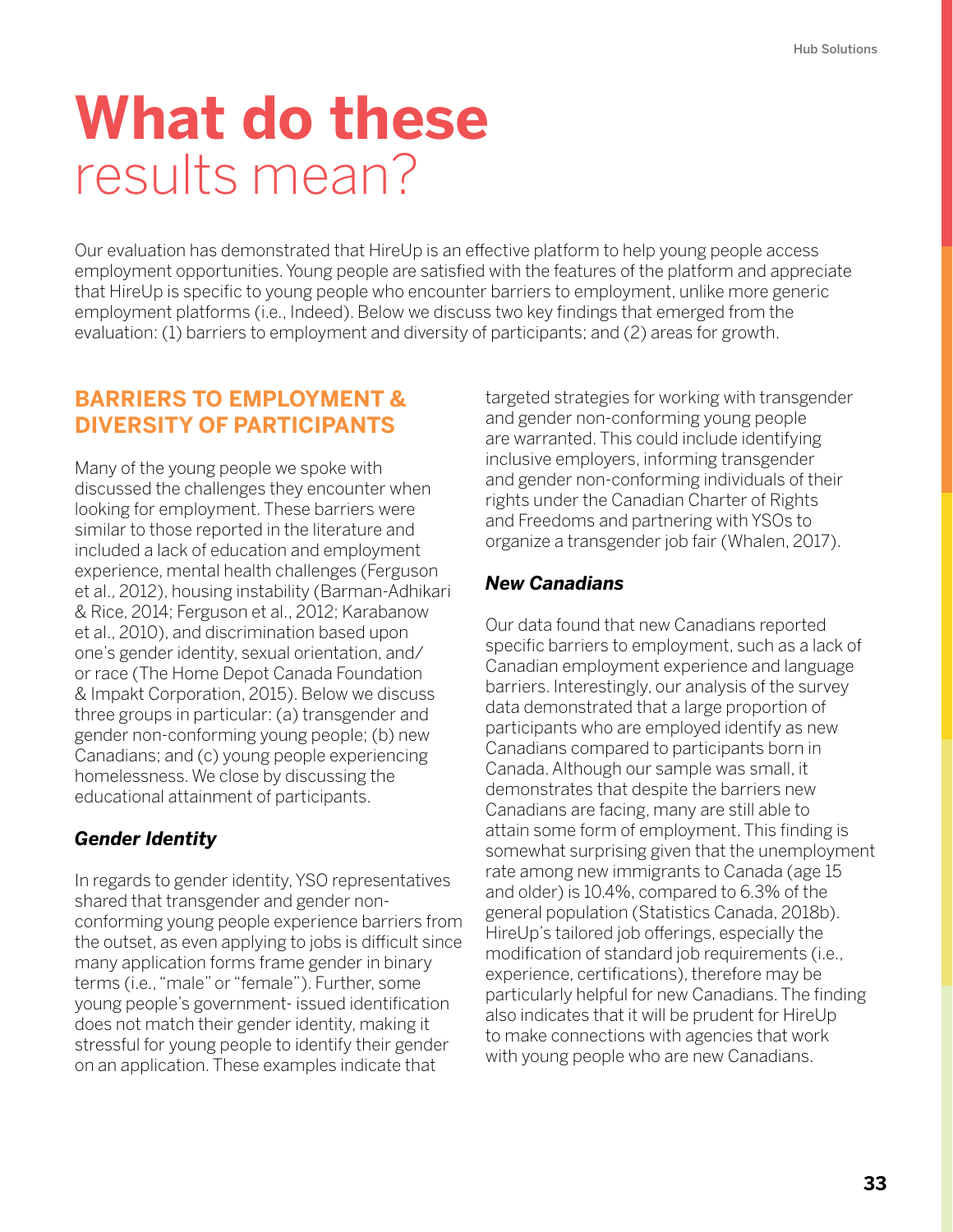# **What do these** results mean?

Our evaluation has demonstrated that HireUp is an effective platform to help young people access employment opportunities. Young people are satisfied with the features of the platform and appreciate that HireUp is specific to young people who encounter barriers to employment, unlike more generic employment platforms (i.e., Indeed). Below we discuss two key findings that emerged from the evaluation: (1) barriers to employment and diversity of participants; and (2) areas for growth.

## BARRIERS TO EMPLOYMENT & DIVERSITY OF PARTICIPANTS

Many of the young people we spoke with discussed the challenges they encounter when looking for employment. These barriers were similar to those reported in the literature and included a lack of education and employment experience, mental health challenges (Ferguson et al., 2012), housing instability (Barman-Adhikari & Rice, 2014; Ferguson et al., 2012; Karabanow et al., 2010), and discrimination based upon one's gender identity, sexual orientation, and/or race (The Home Depot Canada Foundation & Impakt Corporation, 2015). Below we discuss three groups in particular: (a) transgender and gender non-conforming young people; (b) new Canadians; and (c) young people experiencing homelessness. We close by discussing the educational attainment of participants.

### *Gender Identity*

In regards to gender identity, YSO representatives shared that transgender and gender non-conforming young people experience barriers from the outset, as even applying to jobs is difficult since many application forms frame gender in binary terms (i.e., "male" or "female"). Further, some young people's government- issued identification does not match their gender identity, making it stressful for young people to identify their gender on an application. These examples indicate that targeted strategies for working with transgender and gender non-conforming young people are warranted. This could include identifying inclusive employers, informing transgender and gender non-conforming individuals of their rights under the Canadian Charter of Rights and Freedoms and partnering with YSOs to organize a transgender job fair (Whalen, 2017).

### *New Canadians*

Our data found that new Canadians reported specific barriers to employment, such as a lack of Canadian employment experience and language barriers. Interestingly, our analysis of the survey data demonstrated that a large proportion of participants who are employed identify as new Canadians compared to participants born in Canada. Although our sample was small, it demonstrates that despite the barriers new Canadians are facing, many are still able to attain some form of employment. This finding is somewhat surprising given that the unemployment rate among new immigrants to Canada (age 15 and older) is 10.4%, compared to 6.3% of the general population (Statistics Canada, 2018b). HireUp's tailored job offerings, especially the modification of standard job requirements (i.e., experience, certifications), therefore may be particularly helpful for new Canadians. The finding also indicates that it will be prudent for HireUp to make connections with agencies that work with young people who are new Canadians.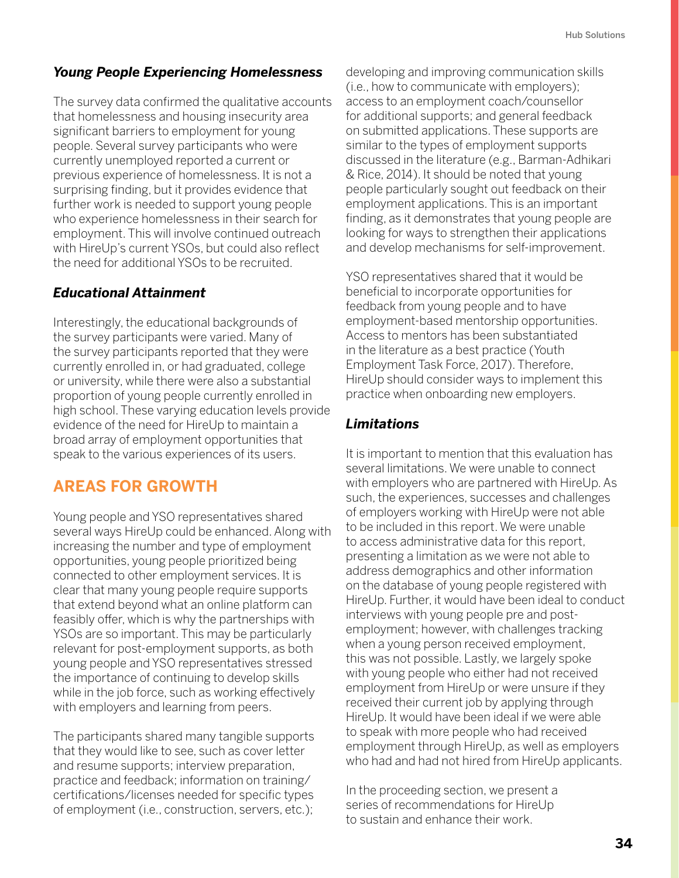### *Young People Experiencing Homelessness*

The survey data confirmed the qualitative accounts that homelessness and housing insecurity area significant barriers to employment for young people. Several survey participants who were currently unemployed reported a current or previous experience of homelessness. It is not a surprising finding, but it provides evidence that further work is needed to support young people who experience homelessness in their search for employment. This will involve continued outreach with HireUp's current YSOs, but could also reflect the need for additional YSOs to be recruited.

### *Educational Attainment*

Interestingly, the educational backgrounds of the survey participants were varied. Many of the survey participants reported that they were currently enrolled in, or had graduated, college or university, while there were also a substantial proportion of young people currently enrolled in high school. These varying education levels provide evidence of the need for HireUp to maintain a broad array of employment opportunities that speak to the various experiences of its users.

## AREAS FOR GROWTH

Young people and YSO representatives shared several ways HireUp could be enhanced. Along with increasing the number and type of employment opportunities, young people prioritized being connected to other employment services. It is clear that many young people require supports that extend beyond what an online platform can feasibly offer, which is why the partnerships with YSOs are so important. This may be particularly relevant for post-employment supports, as both young people and YSO representatives stressed the importance of continuing to develop skills while in the job force, such as working effectively with employers and learning from peers.

The participants shared many tangible supports that they would like to see, such as cover letter and resume supports; interview preparation, practice and feedback; information on training/certifications/licenses needed for specific types of employment (i.e., construction, servers, etc.); developing and improving communication skills (i.e., how to communicate with employers); access to an employment coach/counsellor for additional supports; and general feedback on submitted applications. These supports are similar to the types of employment supports discussed in the literature (e.g., Barman-Adhikari & Rice, 2014). It should be noted that young people particularly sought out feedback on their employment applications. This is an important finding, as it demonstrates that young people are looking for ways to strengthen their applications and develop mechanisms for self-improvement.

YSO representatives shared that it would be beneficial to incorporate opportunities for feedback from young people and to have employment-based mentorship opportunities. Access to mentors has been substantiated in the literature as a best practice (Youth Employment Task Force, 2017). Therefore, HireUp should consider ways to implement this practice when onboarding new employers.

### *Limitations*

It is important to mention that this evaluation has several limitations. We were unable to connect with employers who are partnered with HireUp. As such, the experiences, successes and challenges of employers working with HireUp were not able to be included in this report. We were unable to access administrative data for this report, presenting a limitation as we were not able to address demographics and other information on the database of young people registered with HireUp. Further, it would have been ideal to conduct interviews with young people pre and post-employment; however, with challenges tracking when a young person received employment, this was not possible. Lastly, we largely spoke with young people who either had not received employment from HireUp or were unsure if they received their current job by applying through HireUp. It would have been ideal if we were able to speak with more people who had received employment through HireUp, as well as employers who had and had not hired from HireUp applicants.

In the proceeding section, we present a series of recommendations for HireUp to sustain and enhance their work.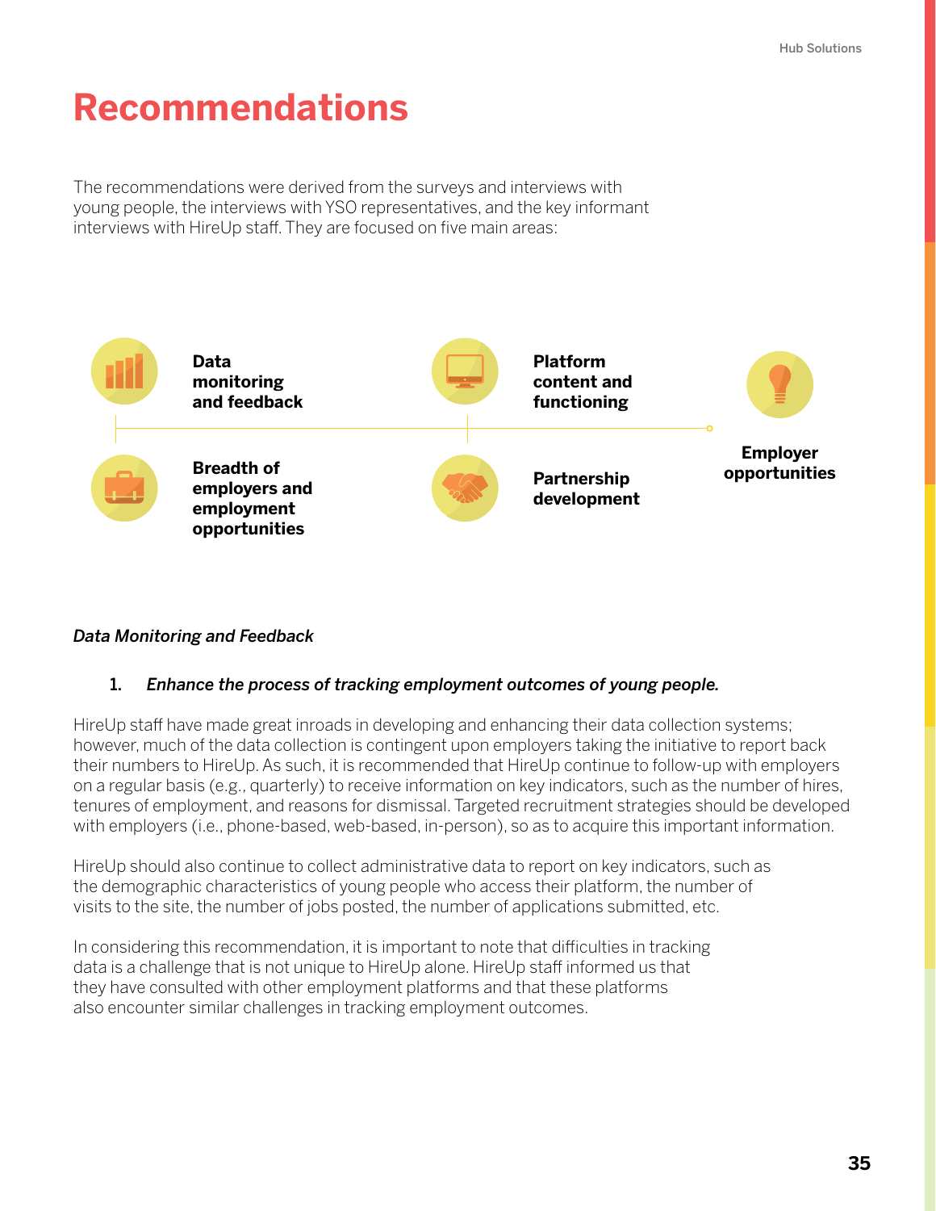# Recommendations

The recommendations were derived from the surveys and interviews with young people, the interviews with YSO representatives, and the key informant interviews with HireUp staff. They are focused on five main areas:

- **Data monitoring and feedback**
- **Platform content and functioning**
- **Employer opportunities**
- **Breadth of employers and employment opportunities**
- **Partnership development**

*Data Monitoring and Feedback*

1. ***Enhance the process of tracking employment outcomes of young people.***

HireUp staff have made great inroads in developing and enhancing their data collection systems; however, much of the data collection is contingent upon employers taking the initiative to report back their numbers to HireUp. As such, it is recommended that HireUp continue to follow-up with employers on a regular basis (e.g., quarterly) to receive information on key indicators, such as the number of hires, tenures of employment, and reasons for dismissal. Targeted recruitment strategies should be developed with employers (i.e., phone-based, web-based, in-person), so as to acquire this important information.

HireUp should also continue to collect administrative data to report on key indicators, such as the demographic characteristics of young people who access their platform, the number of visits to the site, the number of jobs posted, the number of applications submitted, etc.

In considering this recommendation, it is important to note that difficulties in tracking data is a challenge that is not unique to HireUp alone. HireUp staff informed us that they have consulted with other employment platforms and that these platforms also encounter similar challenges in tracking employment outcomes.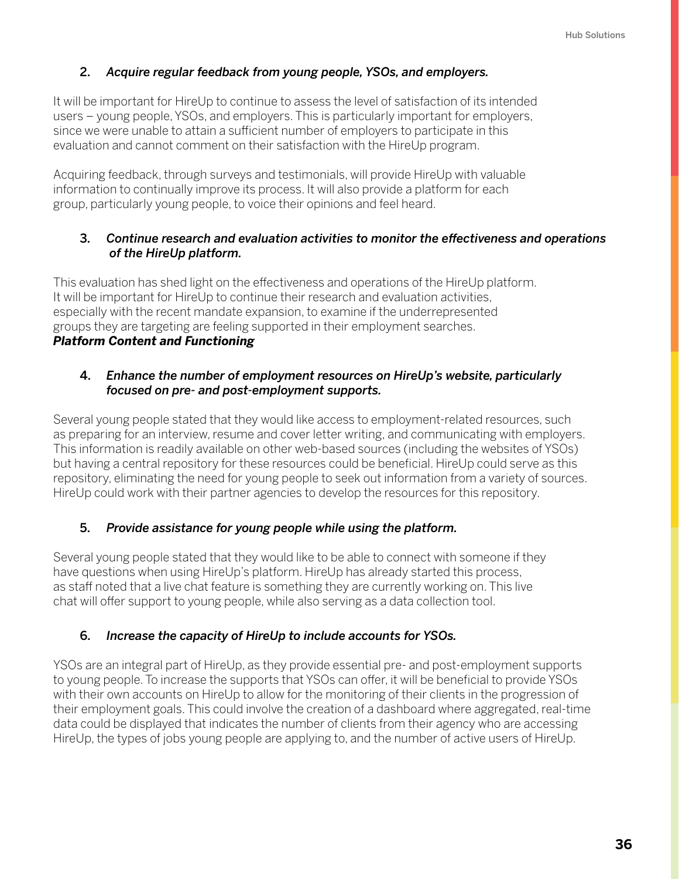2. *Acquire regular feedback from young people, YSOs, and employers.*

It will be important for HireUp to continue to assess the level of satisfaction of its intended users – young people, YSOs, and employers. This is particularly important for employers, since we were unable to attain a sufficient number of employers to participate in this evaluation and cannot comment on their satisfaction with the HireUp program.

Acquiring feedback, through surveys and testimonials, will provide HireUp with valuable information to continually improve its process. It will also provide a platform for each group, particularly young people, to voice their opinions and feel heard.

3. *Continue research and evaluation activities to monitor the effectiveness and operations of the HireUp platform.*

This evaluation has shed light on the effectiveness and operations of the HireUp platform. It will be important for HireUp to continue their research and evaluation activities, especially with the recent mandate expansion, to examine if the underrepresented groups they are targeting are feeling supported in their employment searches.

***Platform Content and Functioning***

4. *Enhance the number of employment resources on HireUp's website, particularly focused on pre- and post-employment supports.*

Several young people stated that they would like access to employment-related resources, such as preparing for an interview, resume and cover letter writing, and communicating with employers. This information is readily available on other web-based sources (including the websites of YSOs) but having a central repository for these resources could be beneficial. HireUp could serve as this repository, eliminating the need for young people to seek out information from a variety of sources. HireUp could work with their partner agencies to develop the resources for this repository.

5. *Provide assistance for young people while using the platform.*

Several young people stated that they would like to be able to connect with someone if they have questions when using HireUp's platform. HireUp has already started this process, as staff noted that a live chat feature is something they are currently working on. This live chat will offer support to young people, while also serving as a data collection tool.

6. *Increase the capacity of HireUp to include accounts for YSOs.*

YSOs are an integral part of HireUp, as they provide essential pre- and post-employment supports to young people. To increase the supports that YSOs can offer, it will be beneficial to provide YSOs with their own accounts on HireUp to allow for the monitoring of their clients in the progression of their employment goals. This could involve the creation of a dashboard where aggregated, real-time data could be displayed that indicates the number of clients from their agency who are accessing HireUp, the types of jobs young people are applying to, and the number of active users of HireUp.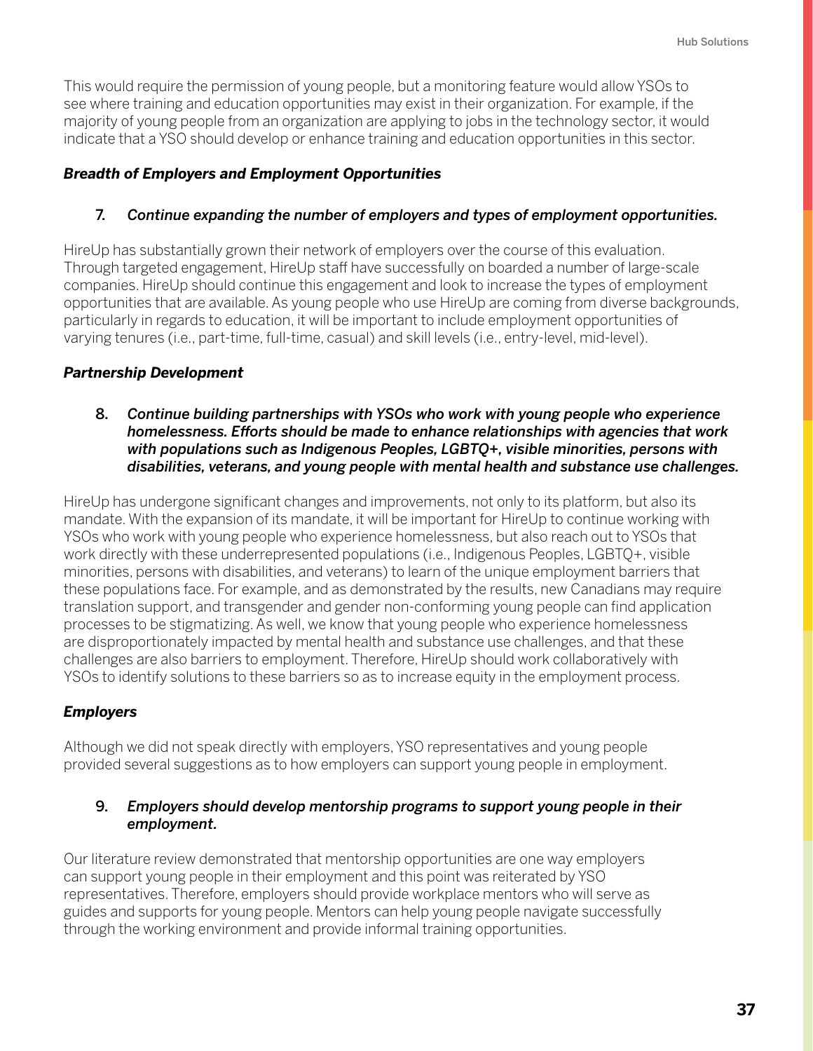This would require the permission of young people, but a monitoring feature would allow YSOs to see where training and education opportunities may exist in their organization. For example, if the majority of young people from an organization are applying to jobs in the technology sector, it would indicate that a YSO should develop or enhance training and education opportunities in this sector.

### *Breadth of Employers and Employment Opportunities*

7. *Continue expanding the number of employers and types of employment opportunities.*

HireUp has substantially grown their network of employers over the course of this evaluation. Through targeted engagement, HireUp staff have successfully on boarded a number of large-scale companies. HireUp should continue this engagement and look to increase the types of employment opportunities that are available. As young people who use HireUp are coming from diverse backgrounds, particularly in regards to education, it will be important to include employment opportunities of varying tenures (i.e., part-time, full-time, casual) and skill levels (i.e., entry-level, mid-level).

### *Partnership Development*

8. *Continue building partnerships with YSOs who work with young people who experience homelessness. Efforts should be made to enhance relationships with agencies that work with populations such as Indigenous Peoples, LGBTQ+, visible minorities, persons with disabilities, veterans, and young people with mental health and substance use challenges.*

HireUp has undergone significant changes and improvements, not only to its platform, but also its mandate. With the expansion of its mandate, it will be important for HireUp to continue working with YSOs who work with young people who experience homelessness, but also reach out to YSOs that work directly with these underrepresented populations (i.e., Indigenous Peoples, LGBTQ+, visible minorities, persons with disabilities, and veterans) to learn of the unique employment barriers that these populations face. For example, and as demonstrated by the results, new Canadians may require translation support, and transgender and gender non-conforming young people can find application processes to be stigmatizing. As well, we know that young people who experience homelessness are disproportionately impacted by mental health and substance use challenges, and that these challenges are also barriers to employment. Therefore, HireUp should work collaboratively with YSOs to identify solutions to these barriers so as to increase equity in the employment process.

### *Employers*

Although we did not speak directly with employers, YSO representatives and young people provided several suggestions as to how employers can support young people in employment.

9. *Employers should develop mentorship programs to support young people in their employment.*

Our literature review demonstrated that mentorship opportunities are one way employers can support young people in their employment and this point was reiterated by YSO representatives. Therefore, employers should provide workplace mentors who will serve as guides and supports for young people. Mentors can help young people navigate successfully through the working environment and provide informal training opportunities.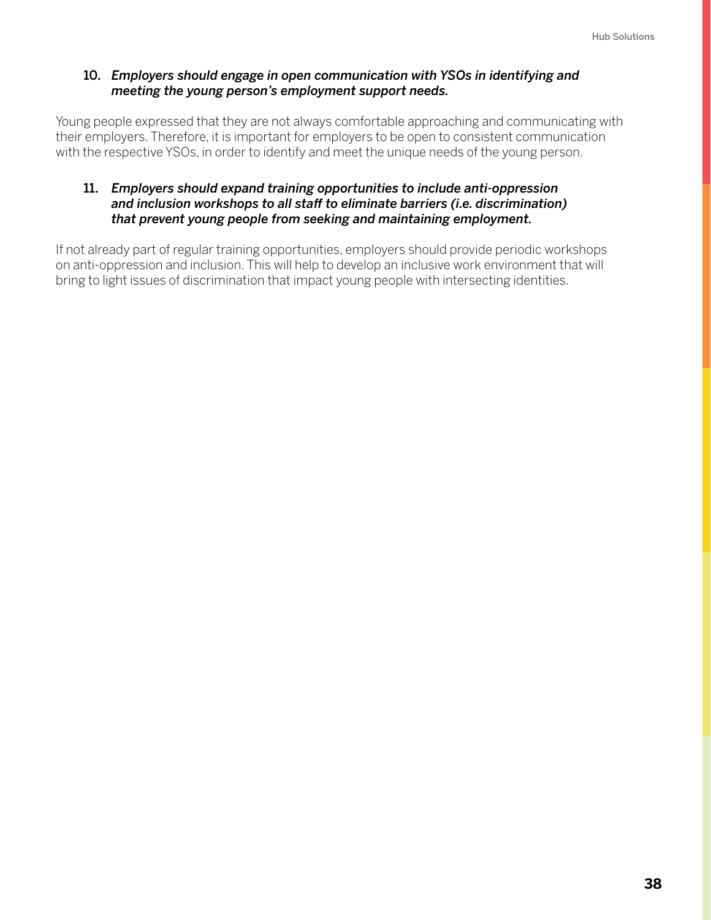10. ***Employers should engage in open communication with YSOs in identifying and meeting the young person's employment support needs.***

Young people expressed that they are not always comfortable approaching and communicating with their employers. Therefore, it is important for employers to be open to consistent communication with the respective YSOs, in order to identify and meet the unique needs of the young person.

11. ***Employers should expand training opportunities to include anti-oppression and inclusion workshops to all staff to eliminate barriers (i.e. discrimination) that prevent young people from seeking and maintaining employment.***

If not already part of regular training opportunities, employers should provide periodic workshops on anti-oppression and inclusion. This will help to develop an inclusive work environment that will bring to light issues of discrimination that impact young people with intersecting identities.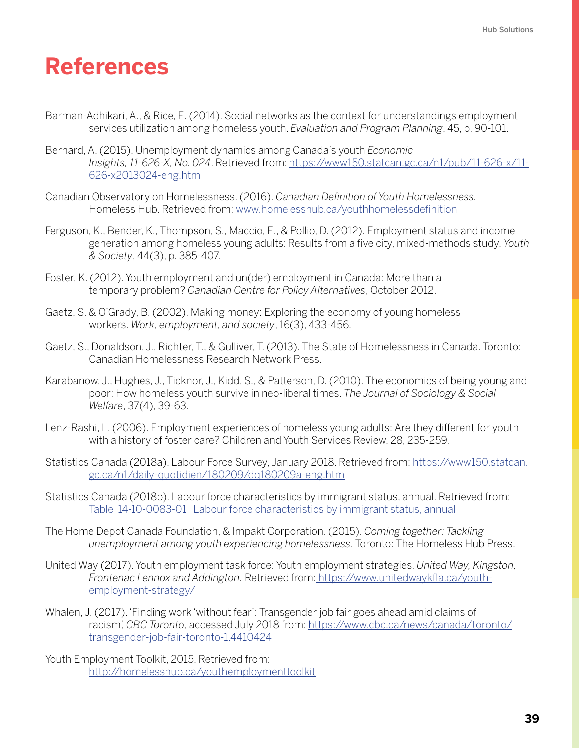# References

Barman-Adhikari, A., & Rice, E. (2014). Social networks as the context for understandings employment services utilization among homeless youth. *Evaluation and Program Planning*, 45, p. 90-101.

Bernard, A. (2015). Unemployment dynamics among Canada's youth *Economic Insights, 11-626-X, No. 024*. Retrieved from: https://www150.statcan.gc.ca/n1/pub/11-626-x/11-626-x2013024-eng.htm

Canadian Observatory on Homelessness. (2016). *Canadian Definition of Youth Homelessness.* Homeless Hub. Retrieved from: www.homelesshub.ca/youthhomelessdefinition

Ferguson, K., Bender, K., Thompson, S., Maccio, E., & Pollio, D. (2012). Employment status and income generation among homeless young adults: Results from a five city, mixed-methods study. *Youth & Society*, 44(3), p. 385-407.

Foster, K. (2012). Youth employment and un(der) employment in Canada: More than a temporary problem? *Canadian Centre for Policy Alternatives*, October 2012.

Gaetz, S. & O'Grady, B. (2002). Making money: Exploring the economy of young homeless workers. *Work, employment, and society*, 16(3), 433-456.

Gaetz, S., Donaldson, J., Richter, T., & Gulliver, T. (2013). The State of Homelessness in Canada. Toronto: Canadian Homelessness Research Network Press.

Karabanow, J., Hughes, J., Ticknor, J., Kidd, S., & Patterson, D. (2010). The economics of being young and poor: How homeless youth survive in neo-liberal times. *The Journal of Sociology & Social Welfare*, 37(4), 39-63.

Lenz-Rashi, L. (2006). Employment experiences of homeless young adults: Are they different for youth with a history of foster care? Children and Youth Services Review, 28, 235-259.

Statistics Canada (2018a). Labour Force Survey, January 2018. Retrieved from: https://www150.statcan.gc.ca/n1/daily-quotidien/180209/dq180209a-eng.htm

Statistics Canada (2018b). Labour force characteristics by immigrant status, annual. Retrieved from: Table 14-10-0083-01 Labour force characteristics by immigrant status, annual

The Home Depot Canada Foundation, & Impakt Corporation. (2015). *Coming together: Tackling unemployment among youth experiencing homelessness.* Toronto: The Homeless Hub Press.

United Way (2017). Youth employment task force: Youth employment strategies. *United Way, Kingston, Frontenac Lennox and Addington.* Retrieved from: https://www.unitedwaykfla.ca/youth-employment-strategy/

Whalen, J. (2017). 'Finding work 'without fear': Transgender job fair goes ahead amid claims of racism', *CBC Toronto*, accessed July 2018 from: https://www.cbc.ca/news/canada/toronto/transgender-job-fair-toronto-1.4410424

Youth Employment Toolkit, 2015. Retrieved from: http://homelesshub.ca/youthemploymenttoolkit